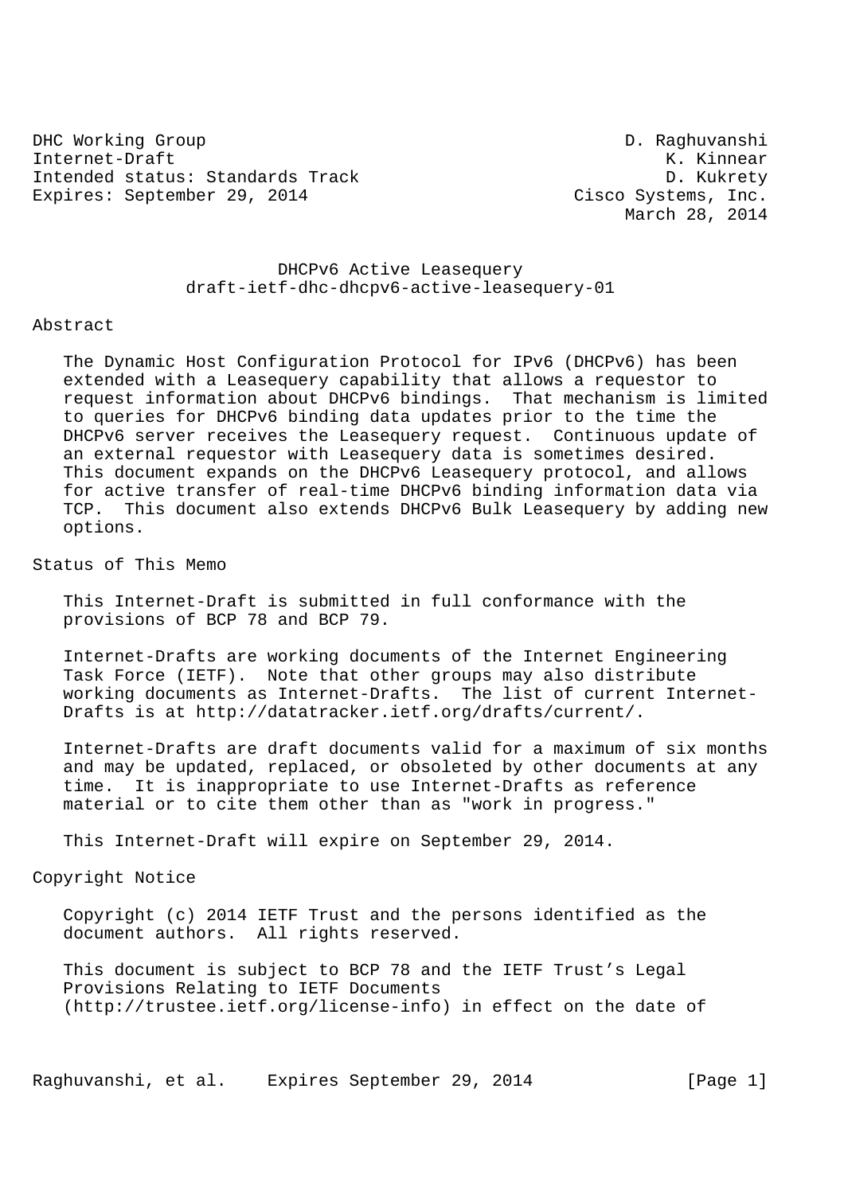DHC Working Group D. Raghuvanshi
Internet-Draft K. Kinnear
Intended status: Standards Track D. Kukrety
Expires: September 29, 2014 Cisco Systems, Inc.
March 28, 2014

# DHCPv6 Active Leasequery
draft-ietf-dhc-dhcpv6-active-leasequery-01

## Abstract

The Dynamic Host Configuration Protocol for IPv6 (DHCPv6) has been extended with a Leasequery capability that allows a requestor to request information about DHCPv6 bindings. That mechanism is limited to queries for DHCPv6 binding data updates prior to the time the DHCPv6 server receives the Leasequery request. Continuous update of an external requestor with Leasequery data is sometimes desired. This document expands on the DHCPv6 Leasequery protocol, and allows for active transfer of real-time DHCPv6 binding information data via TCP. This document also extends DHCPv6 Bulk Leasequery by adding new options.

## Status of This Memo

This Internet-Draft is submitted in full conformance with the provisions of BCP 78 and BCP 79.

Internet-Drafts are working documents of the Internet Engineering Task Force (IETF). Note that other groups may also distribute working documents as Internet-Drafts. The list of current Internet-Drafts is at http://datatracker.ietf.org/drafts/current/.

Internet-Drafts are draft documents valid for a maximum of six months and may be updated, replaced, or obsoleted by other documents at any time. It is inappropriate to use Internet-Drafts as reference material or to cite them other than as "work in progress."

This Internet-Draft will expire on September 29, 2014.

## Copyright Notice

Copyright (c) 2014 IETF Trust and the persons identified as the document authors. All rights reserved.

This document is subject to BCP 78 and the IETF Trust's Legal Provisions Relating to IETF Documents (http://trustee.ietf.org/license-info) in effect on the date of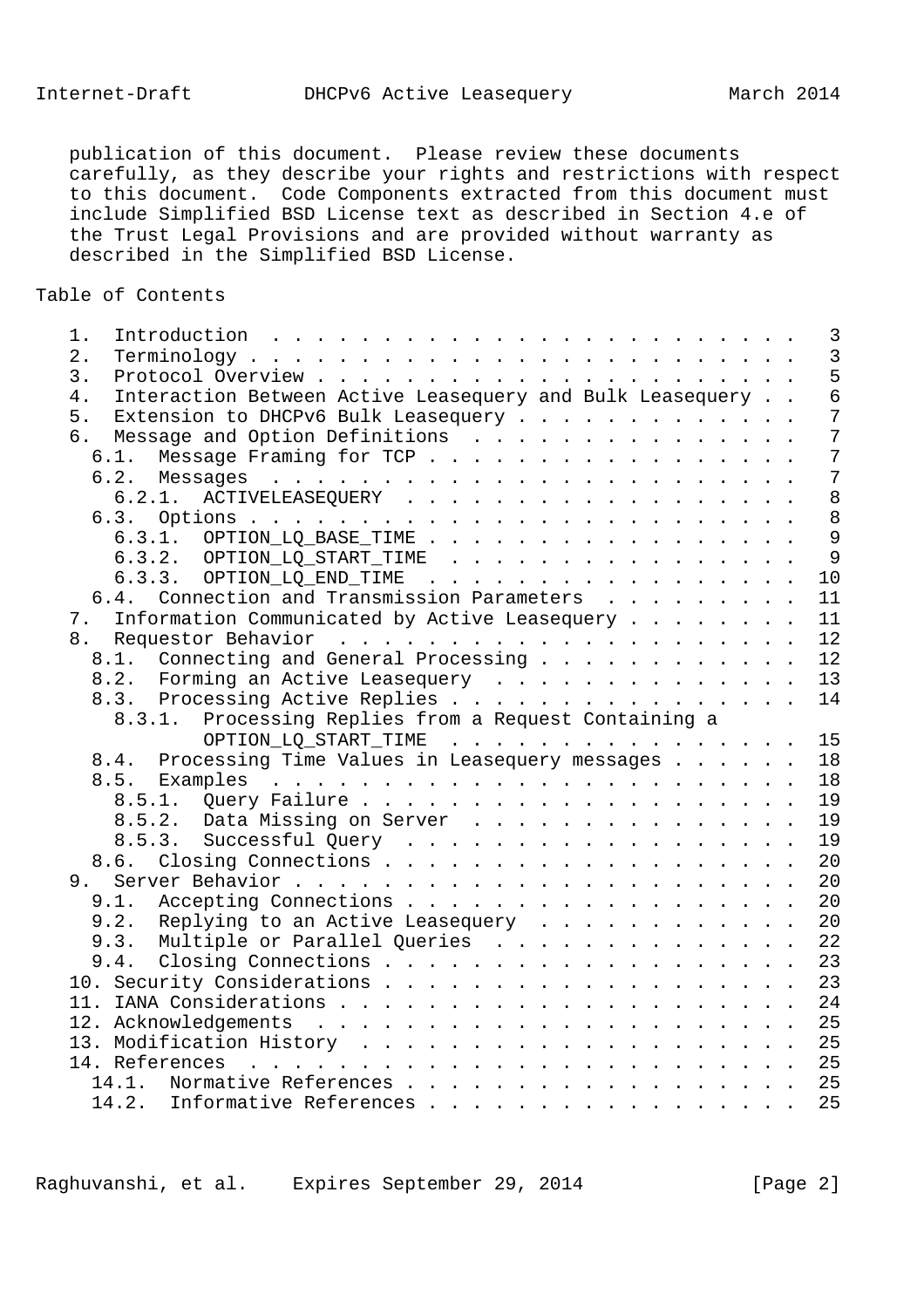publication of this document. Please review these documents carefully, as they describe your rights and restrictions with respect to this document. Code Components extracted from this document must include Simplified BSD License text as described in Section 4.e of the Trust Legal Provisions and are provided without warranty as described in the Simplified BSD License.

## Table of Contents

```
   1.  Introduction . . . . . . . . . . . . . . . . . . . . . . . .   3
   2.  Terminology . . . . . . . . . . . . . . . . . . . . . . . . .   3
   3.  Protocol Overview . . . . . . . . . . . . . . . . . . . . . .   5
   4.  Interaction Between Active Leasequery and Bulk Leasequery . .   6
   5.  Extension to DHCPv6 Bulk Leasequery . . . . . . . . . . . . .   7
   6.  Message and Option Definitions  . . . . . . . . . . . . . . .   7
     6.1.  Message Framing for TCP . . . . . . . . . . . . . . . . .   7
     6.2.  Messages  . . . . . . . . . . . . . . . . . . . . . . . .   7
       6.2.1.  ACTIVELEASEQUERY  . . . . . . . . . . . . . . . . . .   8
     6.3.  Options . . . . . . . . . . . . . . . . . . . . . . . . .   8
       6.3.1.  OPTION_LQ_BASE_TIME . . . . . . . . . . . . . . . . .   9
       6.3.2.  OPTION_LQ_START_TIME  . . . . . . . . . . . . . . . .   9
       6.3.3.  OPTION_LQ_END_TIME  . . . . . . . . . . . . . . . . .  10
     6.4.  Connection and Transmission Parameters  . . . . . . . . .  11
   7.  Information Communicated by Active Leasequery . . . . . . . .  11
   8.  Requestor Behavior  . . . . . . . . . . . . . . . . . . . . .  12
     8.1.  Connecting and General Processing . . . . . . . . . . . .  12
     8.2.  Forming an Active Leasequery  . . . . . . . . . . . . . .  13
     8.3.  Processing Active Replies . . . . . . . . . . . . . . . .  14
       8.3.1.  Processing Replies from a Request Containing a
               OPTION_LQ_START_TIME  . . . . . . . . . . . . . . . .  15
     8.4.  Processing Time Values in Leasequery messages . . . . . .  18
     8.5.  Examples  . . . . . . . . . . . . . . . . . . . . . . . .  18
       8.5.1.  Query Failure . . . . . . . . . . . . . . . . . . . .  19
       8.5.2.  Data Missing on Server  . . . . . . . . . . . . . . .  19
       8.5.3.  Successful Query  . . . . . . . . . . . . . . . . . .  19
     8.6.  Closing Connections . . . . . . . . . . . . . . . . . . .  20
   9.  Server Behavior . . . . . . . . . . . . . . . . . . . . . . .  20
     9.1.  Accepting Connections . . . . . . . . . . . . . . . . . .  20
     9.2.  Replying to an Active Leasequery  . . . . . . . . . . . .  20
     9.3.  Multiple or Parallel Queries  . . . . . . . . . . . . . .  22
     9.4.  Closing Connections . . . . . . . . . . . . . . . . . . .  23
   10. Security Considerations . . . . . . . . . . . . . . . . . . .  23
   11. IANA Considerations . . . . . . . . . . . . . . . . . . . . .  24
   12. Acknowledgements  . . . . . . . . . . . . . . . . . . . . . .  25
   13. Modification History  . . . . . . . . . . . . . . . . . . . .  25
   14. References  . . . . . . . . . . . . . . . . . . . . . . . . .  25
     14.1.  Normative References . . . . . . . . . . . . . . . . . .  25
     14.2.  Informative References . . . . . . . . . . . . . . . . .  25
```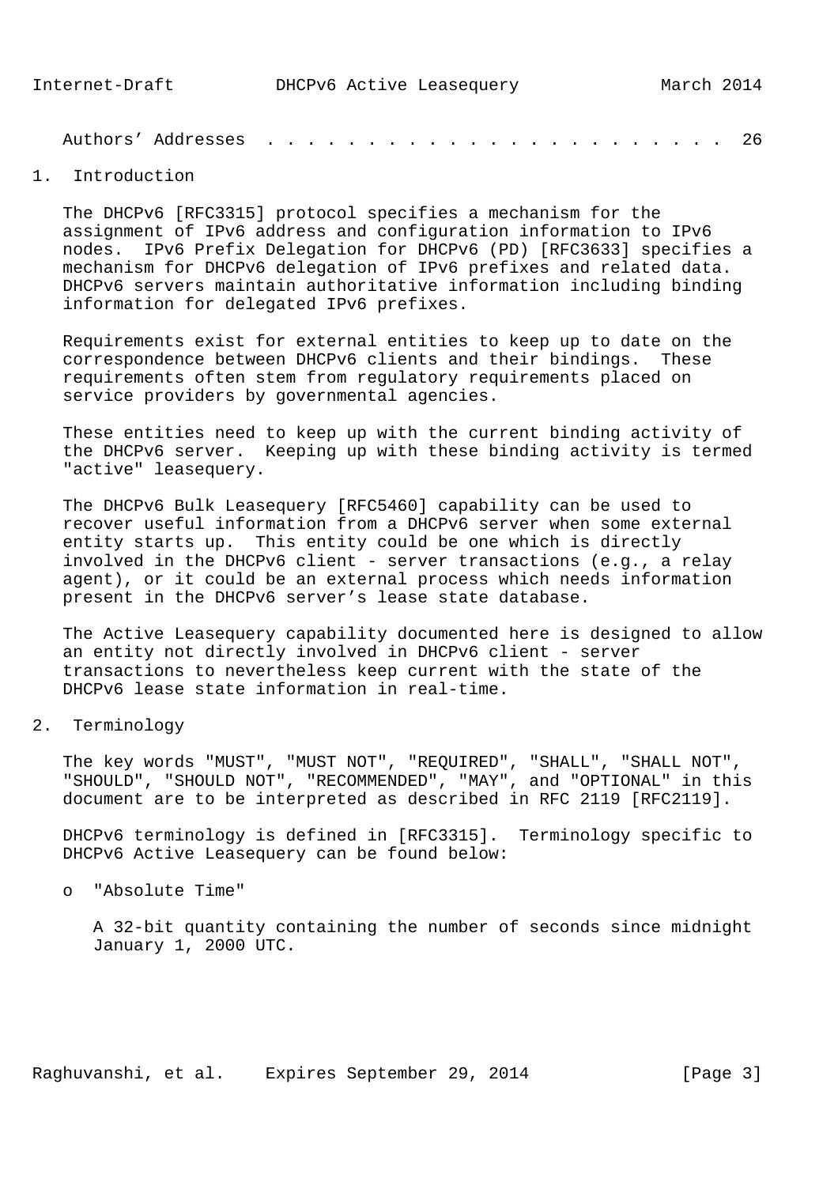Authors' Addresses . . . . . . . . . . . . . . . . . . . . . . . . 26

# 1. Introduction

The DHCPv6 [RFC3315] protocol specifies a mechanism for the assignment of IPv6 address and configuration information to IPv6 nodes. IPv6 Prefix Delegation for DHCPv6 (PD) [RFC3633] specifies a mechanism for DHCPv6 delegation of IPv6 prefixes and related data. DHCPv6 servers maintain authoritative information including binding information for delegated IPv6 prefixes.

Requirements exist for external entities to keep up to date on the correspondence between DHCPv6 clients and their bindings. These requirements often stem from regulatory requirements placed on service providers by governmental agencies.

These entities need to keep up with the current binding activity of the DHCPv6 server. Keeping up with these binding activity is termed "active" leasequery.

The DHCPv6 Bulk Leasequery [RFC5460] capability can be used to recover useful information from a DHCPv6 server when some external entity starts up. This entity could be one which is directly involved in the DHCPv6 client - server transactions (e.g., a relay agent), or it could be an external process which needs information present in the DHCPv6 server's lease state database.

The Active Leasequery capability documented here is designed to allow an entity not directly involved in DHCPv6 client - server transactions to nevertheless keep current with the state of the DHCPv6 lease state information in real-time.

# 2. Terminology

The key words "MUST", "MUST NOT", "REQUIRED", "SHALL", "SHALL NOT", "SHOULD", "SHOULD NOT", "RECOMMENDED", "MAY", and "OPTIONAL" in this document are to be interpreted as described in RFC 2119 [RFC2119].

DHCPv6 terminology is defined in [RFC3315]. Terminology specific to DHCPv6 Active Leasequery can be found below:

- "Absolute Time"

  A 32-bit quantity containing the number of seconds since midnight January 1, 2000 UTC.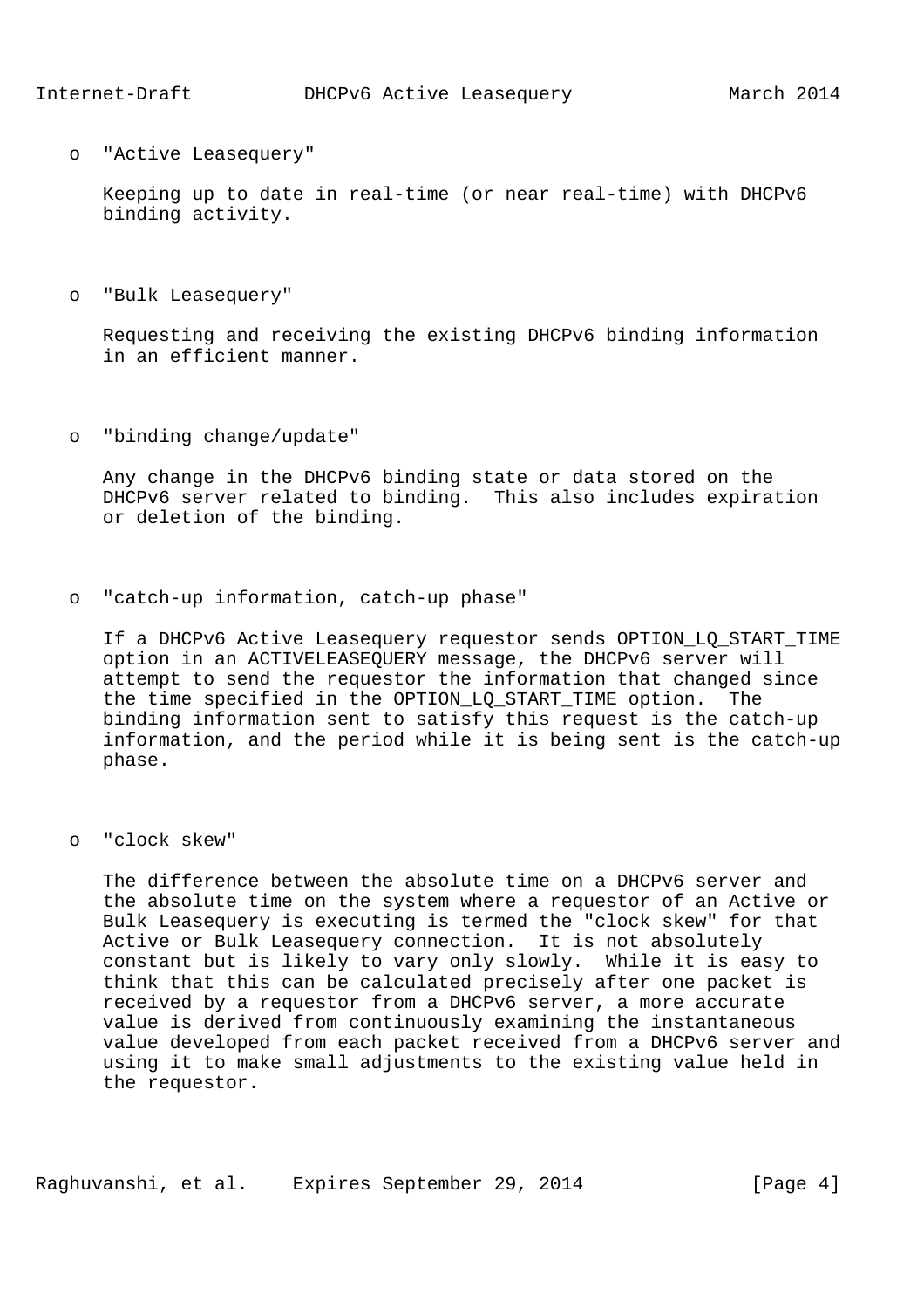- "Active Leasequery"

  Keeping up to date in real-time (or near real-time) with DHCPv6 binding activity.

- "Bulk Leasequery"

  Requesting and receiving the existing DHCPv6 binding information in an efficient manner.

- "binding change/update"

  Any change in the DHCPv6 binding state or data stored on the DHCPv6 server related to binding. This also includes expiration or deletion of the binding.

- "catch-up information, catch-up phase"

  If a DHCPv6 Active Leasequery requestor sends OPTION_LQ_START_TIME option in an ACTIVELEASEQUERY message, the DHCPv6 server will attempt to send the requestor the information that changed since the time specified in the OPTION_LQ_START_TIME option. The binding information sent to satisfy this request is the catch-up information, and the period while it is being sent is the catch-up phase.

- "clock skew"

  The difference between the absolute time on a DHCPv6 server and the absolute time on the system where a requestor of an Active or Bulk Leasequery is executing is termed the "clock skew" for that Active or Bulk Leasequery connection. It is not absolutely constant but is likely to vary only slowly. While it is easy to think that this can be calculated precisely after one packet is received by a requestor from a DHCPv6 server, a more accurate value is derived from continuously examining the instantaneous value developed from each packet received from a DHCPv6 server and using it to make small adjustments to the existing value held in the requestor.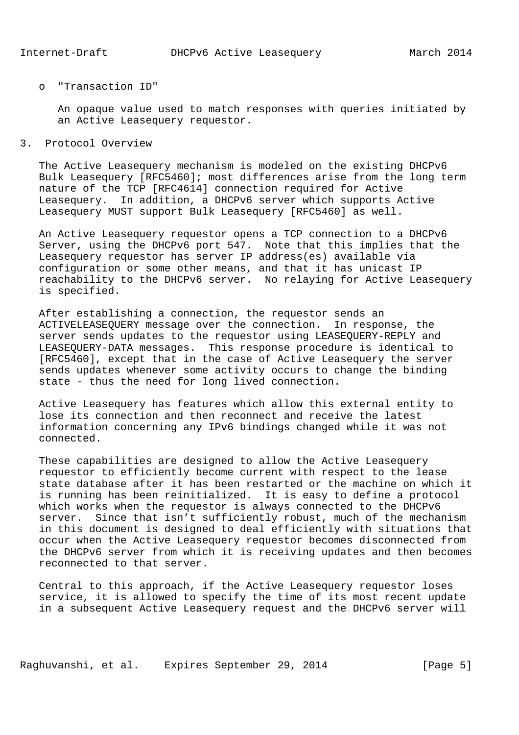- "Transaction ID"

  An opaque value used to match responses with queries initiated by an Active Leasequery requestor.

## 3. Protocol Overview

The Active Leasequery mechanism is modeled on the existing DHCPv6 Bulk Leasequery [RFC5460]; most differences arise from the long term nature of the TCP [RFC4614] connection required for Active Leasequery. In addition, a DHCPv6 server which supports Active Leasequery MUST support Bulk Leasequery [RFC5460] as well.

An Active Leasequery requestor opens a TCP connection to a DHCPv6 Server, using the DHCPv6 port 547. Note that this implies that the Leasequery requestor has server IP address(es) available via configuration or some other means, and that it has unicast IP reachability to the DHCPv6 server. No relaying for Active Leasequery is specified.

After establishing a connection, the requestor sends an ACTIVELEASEQUERY message over the connection. In response, the server sends updates to the requestor using LEASEQUERY-REPLY and LEASEQUERY-DATA messages. This response procedure is identical to [RFC5460], except that in the case of Active Leasequery the server sends updates whenever some activity occurs to change the binding state - thus the need for long lived connection.

Active Leasequery has features which allow this external entity to lose its connection and then reconnect and receive the latest information concerning any IPv6 bindings changed while it was not connected.

These capabilities are designed to allow the Active Leasequery requestor to efficiently become current with respect to the lease state database after it has been restarted or the machine on which it is running has been reinitialized. It is easy to define a protocol which works when the requestor is always connected to the DHCPv6 server. Since that isn't sufficiently robust, much of the mechanism in this document is designed to deal efficiently with situations that occur when the Active Leasequery requestor becomes disconnected from the DHCPv6 server from which it is receiving updates and then becomes reconnected to that server.

Central to this approach, if the Active Leasequery requestor loses service, it is allowed to specify the time of its most recent update in a subsequent Active Leasequery request and the DHCPv6 server will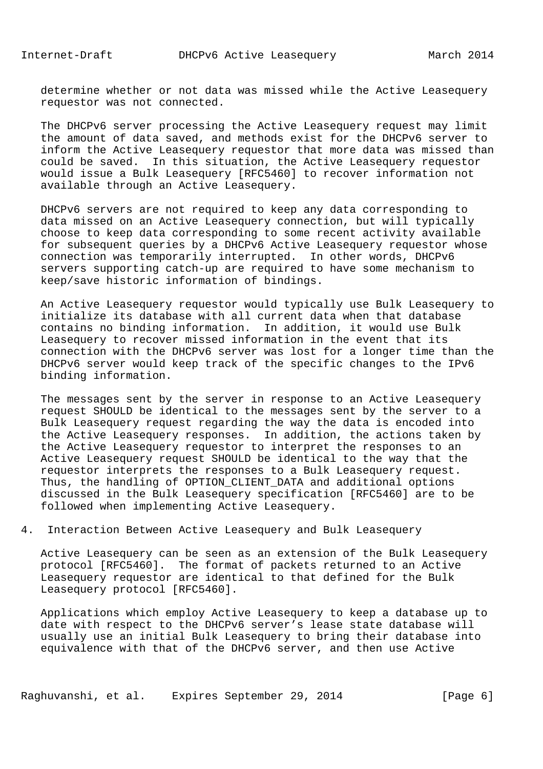determine whether or not data was missed while the Active Leasequery requestor was not connected.

The DHCPv6 server processing the Active Leasequery request may limit the amount of data saved, and methods exist for the DHCPv6 server to inform the Active Leasequery requestor that more data was missed than could be saved. In this situation, the Active Leasequery requestor would issue a Bulk Leasequery [RFC5460] to recover information not available through an Active Leasequery.

DHCPv6 servers are not required to keep any data corresponding to data missed on an Active Leasequery connection, but will typically choose to keep data corresponding to some recent activity available for subsequent queries by a DHCPv6 Active Leasequery requestor whose connection was temporarily interrupted. In other words, DHCPv6 servers supporting catch-up are required to have some mechanism to keep/save historic information of bindings.

An Active Leasequery requestor would typically use Bulk Leasequery to initialize its database with all current data when that database contains no binding information. In addition, it would use Bulk Leasequery to recover missed information in the event that its connection with the DHCPv6 server was lost for a longer time than the DHCPv6 server would keep track of the specific changes to the IPv6 binding information.

The messages sent by the server in response to an Active Leasequery request SHOULD be identical to the messages sent by the server to a Bulk Leasequery request regarding the way the data is encoded into the Active Leasequery responses. In addition, the actions taken by the Active Leasequery requestor to interpret the responses to an Active Leasequery request SHOULD be identical to the way that the requestor interprets the responses to a Bulk Leasequery request. Thus, the handling of OPTION_CLIENT_DATA and additional options discussed in the Bulk Leasequery specification [RFC5460] are to be followed when implementing Active Leasequery.

## 4. Interaction Between Active Leasequery and Bulk Leasequery

Active Leasequery can be seen as an extension of the Bulk Leasequery protocol [RFC5460]. The format of packets returned to an Active Leasequery requestor are identical to that defined for the Bulk Leasequery protocol [RFC5460].

Applications which employ Active Leasequery to keep a database up to date with respect to the DHCPv6 server's lease state database will usually use an initial Bulk Leasequery to bring their database into equivalence with that of the DHCPv6 server, and then use Active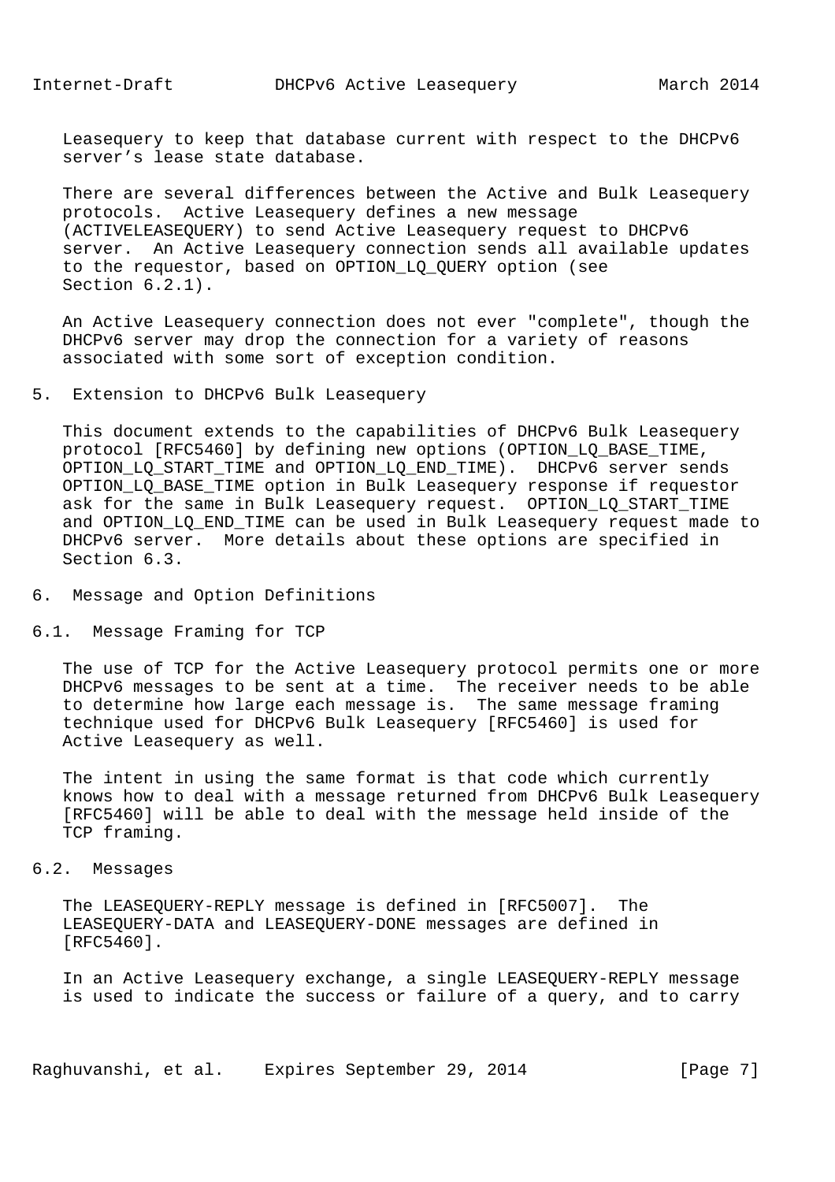Leasequery to keep that database current with respect to the DHCPv6 server's lease state database.

There are several differences between the Active and Bulk Leasequery protocols. Active Leasequery defines a new message (ACTIVELEASEQUERY) to send Active Leasequery request to DHCPv6 server. An Active Leasequery connection sends all available updates to the requestor, based on OPTION_LQ_QUERY option (see Section 6.2.1).

An Active Leasequery connection does not ever "complete", though the DHCPv6 server may drop the connection for a variety of reasons associated with some sort of exception condition.

## 5. Extension to DHCPv6 Bulk Leasequery

This document extends to the capabilities of DHCPv6 Bulk Leasequery protocol [RFC5460] by defining new options (OPTION_LQ_BASE_TIME, OPTION_LQ_START_TIME and OPTION_LQ_END_TIME). DHCPv6 server sends OPTION_LQ_BASE_TIME option in Bulk Leasequery response if requestor ask for the same in Bulk Leasequery request. OPTION_LQ_START_TIME and OPTION_LQ_END_TIME can be used in Bulk Leasequery request made to DHCPv6 server. More details about these options are specified in Section 6.3.

## 6. Message and Option Definitions

### 6.1. Message Framing for TCP

The use of TCP for the Active Leasequery protocol permits one or more DHCPv6 messages to be sent at a time. The receiver needs to be able to determine how large each message is. The same message framing technique used for DHCPv6 Bulk Leasequery [RFC5460] is used for Active Leasequery as well.

The intent in using the same format is that code which currently knows how to deal with a message returned from DHCPv6 Bulk Leasequery [RFC5460] will be able to deal with the message held inside of the TCP framing.

### 6.2. Messages

The LEASEQUERY-REPLY message is defined in [RFC5007]. The LEASEQUERY-DATA and LEASEQUERY-DONE messages are defined in [RFC5460].

In an Active Leasequery exchange, a single LEASEQUERY-REPLY message is used to indicate the success or failure of a query, and to carry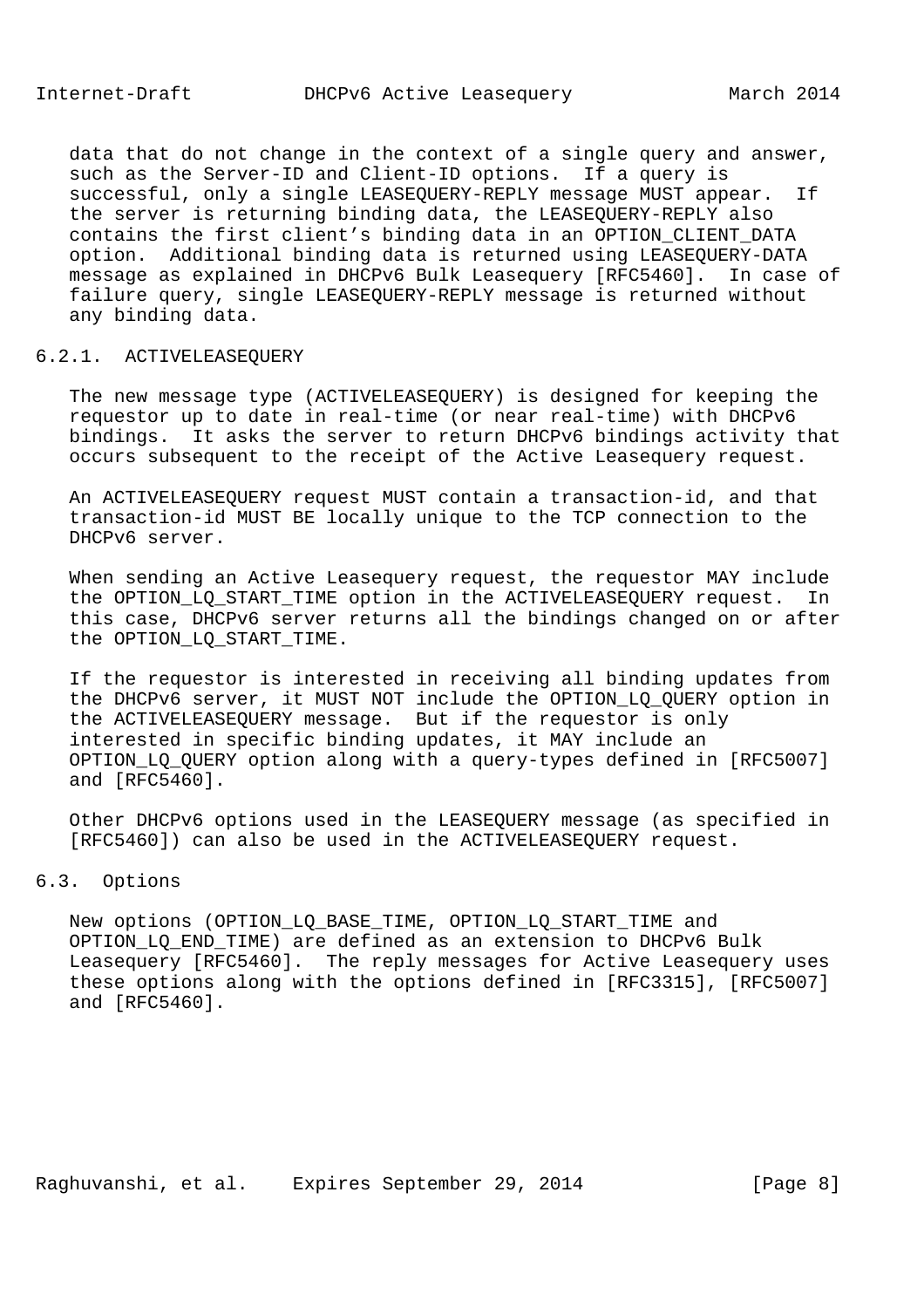data that do not change in the context of a single query and answer, such as the Server-ID and Client-ID options. If a query is successful, only a single LEASEQUERY-REPLY message MUST appear. If the server is returning binding data, the LEASEQUERY-REPLY also contains the first client’s binding data in an OPTION_CLIENT_DATA option. Additional binding data is returned using LEASEQUERY-DATA message as explained in DHCPv6 Bulk Leasequery [RFC5460]. In case of failure query, single LEASEQUERY-REPLY message is returned without any binding data.

#### 6.2.1. ACTIVELEASEQUERY

The new message type (ACTIVELEASEQUERY) is designed for keeping the requestor up to date in real-time (or near real-time) with DHCPv6 bindings. It asks the server to return DHCPv6 bindings activity that occurs subsequent to the receipt of the Active Leasequery request.

An ACTIVELEASEQUERY request MUST contain a transaction-id, and that transaction-id MUST BE locally unique to the TCP connection to the DHCPv6 server.

When sending an Active Leasequery request, the requestor MAY include the OPTION_LQ_START_TIME option in the ACTIVELEASEQUERY request. In this case, DHCPv6 server returns all the bindings changed on or after the OPTION_LQ_START_TIME.

If the requestor is interested in receiving all binding updates from the DHCPv6 server, it MUST NOT include the OPTION_LQ_QUERY option in the ACTIVELEASEQUERY message. But if the requestor is only interested in specific binding updates, it MAY include an OPTION_LQ_QUERY option along with a query-types defined in [RFC5007] and [RFC5460].

Other DHCPv6 options used in the LEASEQUERY message (as specified in [RFC5460]) can also be used in the ACTIVELEASEQUERY request.

### 6.3. Options

New options (OPTION_LQ_BASE_TIME, OPTION_LQ_START_TIME and OPTION_LQ_END_TIME) are defined as an extension to DHCPv6 Bulk Leasequery [RFC5460]. The reply messages for Active Leasequery uses these options along with the options defined in [RFC3315], [RFC5007] and [RFC5460].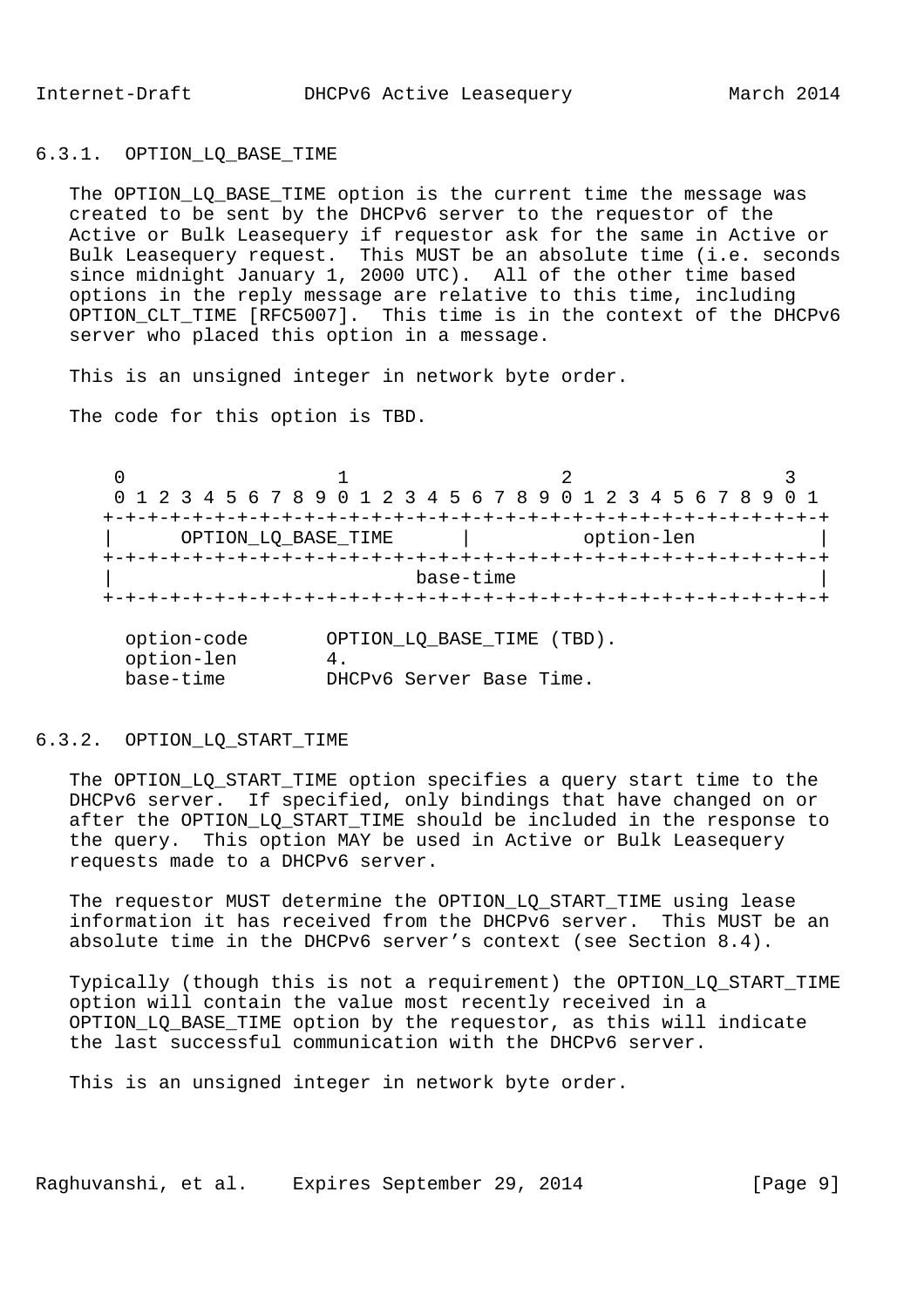### 6.3.1. OPTION_LQ_BASE_TIME

The OPTION_LQ_BASE_TIME option is the current time the message was created to be sent by the DHCPv6 server to the requestor of the Active or Bulk Leasequery if requestor ask for the same in Active or Bulk Leasequery request. This MUST be an absolute time (i.e. seconds since midnight January 1, 2000 UTC). All of the other time based options in the reply message are relative to this time, including OPTION_CLT_TIME [RFC5007]. This time is in the context of the DHCPv6 server who placed this option in a message.

This is an unsigned integer in network byte order.

The code for this option is TBD.

```
 0                   1                   2                   3
 0 1 2 3 4 5 6 7 8 9 0 1 2 3 4 5 6 7 8 9 0 1 2 3 4 5 6 7 8 9 0 1
+-+-+-+-+-+-+-+-+-+-+-+-+-+-+-+-+-+-+-+-+-+-+-+-+-+-+-+-+-+-+-+-+
|      OPTION_LQ_BASE_TIME      |         option-len            |
+-+-+-+-+-+-+-+-+-+-+-+-+-+-+-+-+-+-+-+-+-+-+-+-+-+-+-+-+-+-+-+-+
|                          base-time                            |
+-+-+-+-+-+-+-+-+-+-+-+-+-+-+-+-+-+-+-+-+-+-+-+-+-+-+-+-+-+-+-+-+

  option-code       OPTION_LQ_BASE_TIME (TBD).
  option-len        4.
  base-time         DHCPv6 Server Base Time.
```

### 6.3.2. OPTION_LQ_START_TIME

The OPTION_LQ_START_TIME option specifies a query start time to the DHCPv6 server. If specified, only bindings that have changed on or after the OPTION_LQ_START_TIME should be included in the response to the query. This option MAY be used in Active or Bulk Leasequery requests made to a DHCPv6 server.

The requestor MUST determine the OPTION_LQ_START_TIME using lease information it has received from the DHCPv6 server. This MUST be an absolute time in the DHCPv6 server's context (see Section 8.4).

Typically (though this is not a requirement) the OPTION_LQ_START_TIME option will contain the value most recently received in a OPTION_LQ_BASE_TIME option by the requestor, as this will indicate the last successful communication with the DHCPv6 server.

This is an unsigned integer in network byte order.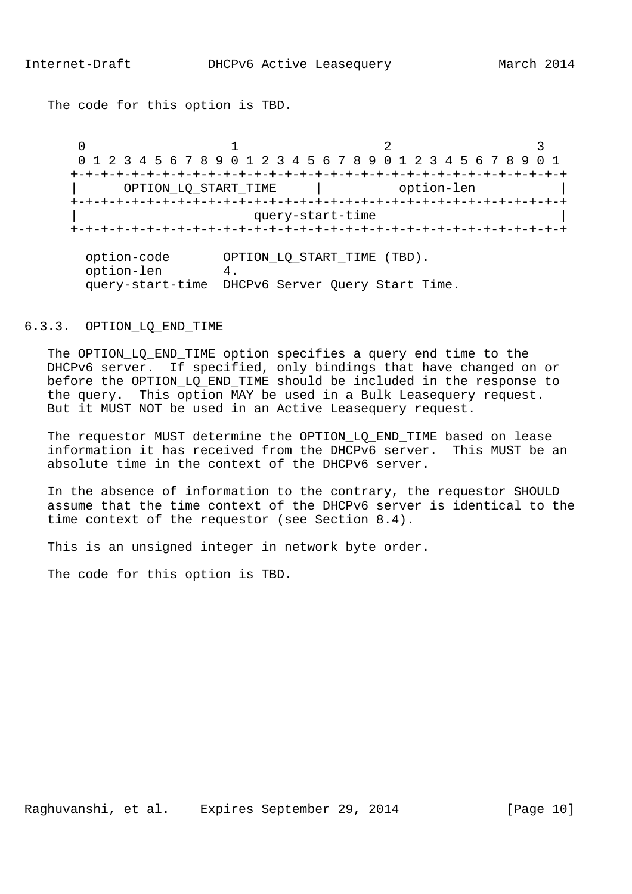The code for this option is TBD.

```
 0                   1                   2                   3
 0 1 2 3 4 5 6 7 8 9 0 1 2 3 4 5 6 7 8 9 0 1 2 3 4 5 6 7 8 9 0 1
+-+-+-+-+-+-+-+-+-+-+-+-+-+-+-+-+-+-+-+-+-+-+-+-+-+-+-+-+-+-+-+-+
|      OPTION_LQ_START_TIME     |          option-len           |
+-+-+-+-+-+-+-+-+-+-+-+-+-+-+-+-+-+-+-+-+-+-+-+-+-+-+-+-+-+-+-+-+
|                        query-start-time                       |
+-+-+-+-+-+-+-+-+-+-+-+-+-+-+-+-+-+-+-+-+-+-+-+-+-+-+-+-+-+-+-+-+

  option-code       OPTION_LQ_START_TIME (TBD).
  option-len        4.
  query-start-time  DHCPv6 Server Query Start Time.
```

### 6.3.3. OPTION_LQ_END_TIME

The OPTION_LQ_END_TIME option specifies a query end time to the DHCPv6 server. If specified, only bindings that have changed on or before the OPTION_LQ_END_TIME should be included in the response to the query. This option MAY be used in a Bulk Leasequery request. But it MUST NOT be used in an Active Leasequery request.

The requestor MUST determine the OPTION_LQ_END_TIME based on lease information it has received from the DHCPv6 server. This MUST be an absolute time in the context of the DHCPv6 server.

In the absence of information to the contrary, the requestor SHOULD assume that the time context of the DHCPv6 server is identical to the time context of the requestor (see Section 8.4).

This is an unsigned integer in network byte order.

The code for this option is TBD.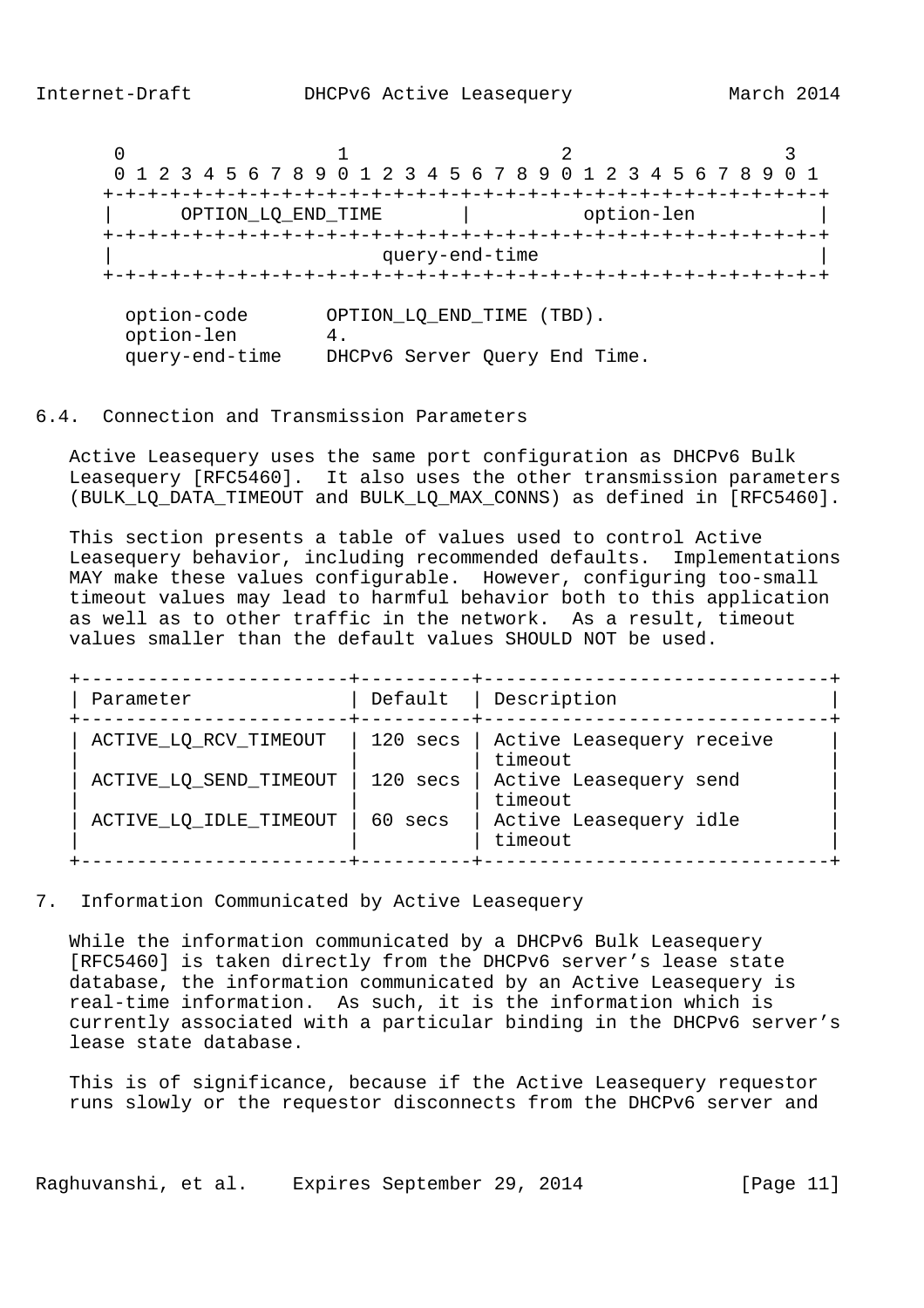```
     0                   1                   2                   3
     0 1 2 3 4 5 6 7 8 9 0 1 2 3 4 5 6 7 8 9 0 1 2 3 4 5 6 7 8 9 0 1
    +-+-+-+-+-+-+-+-+-+-+-+-+-+-+-+-+-+-+-+-+-+-+-+-+-+-+-+-+-+-+-+-+
    |      OPTION_LQ_END_TIME       |          option-len           |
    +-+-+-+-+-+-+-+-+-+-+-+-+-+-+-+-+-+-+-+-+-+-+-+-+-+-+-+-+-+-+-+-+
    |                         query-end-time                        |
    +-+-+-+-+-+-+-+-+-+-+-+-+-+-+-+-+-+-+-+-+-+-+-+-+-+-+-+-+-+-+-+-+

      option-code       OPTION_LQ_END_TIME (TBD).
      option-len        4.
      query-end-time    DHCPv6 Server Query End Time.
```

### 6.4. Connection and Transmission Parameters

Active Leasequery uses the same port configuration as DHCPv6 Bulk Leasequery [RFC5460]. It also uses the other transmission parameters (BULK_LQ_DATA_TIMEOUT and BULK_LQ_MAX_CONNS) as defined in [RFC5460].

This section presents a table of values used to control Active Leasequery behavior, including recommended defaults. Implementations MAY make these values configurable. However, configuring too-small timeout values may lead to harmful behavior both to this application as well as to other traffic in the network. As a result, timeout values smaller than the default values SHOULD NOT be used.

| Parameter | Default | Description |
|---|---|---|
| ACTIVE_LQ_RCV_TIMEOUT | 120 secs | Active Leasequery receive timeout |
| ACTIVE_LQ_SEND_TIMEOUT | 120 secs | Active Leasequery send timeout |
| ACTIVE_LQ_IDLE_TIMEOUT | 60 secs | Active Leasequery idle timeout |

## 7. Information Communicated by Active Leasequery

While the information communicated by a DHCPv6 Bulk Leasequery [RFC5460] is taken directly from the DHCPv6 server's lease state database, the information communicated by an Active Leasequery is real-time information. As such, it is the information which is currently associated with a particular binding in the DHCPv6 server's lease state database.

This is of significance, because if the Active Leasequery requestor runs slowly or the requestor disconnects from the DHCPv6 server and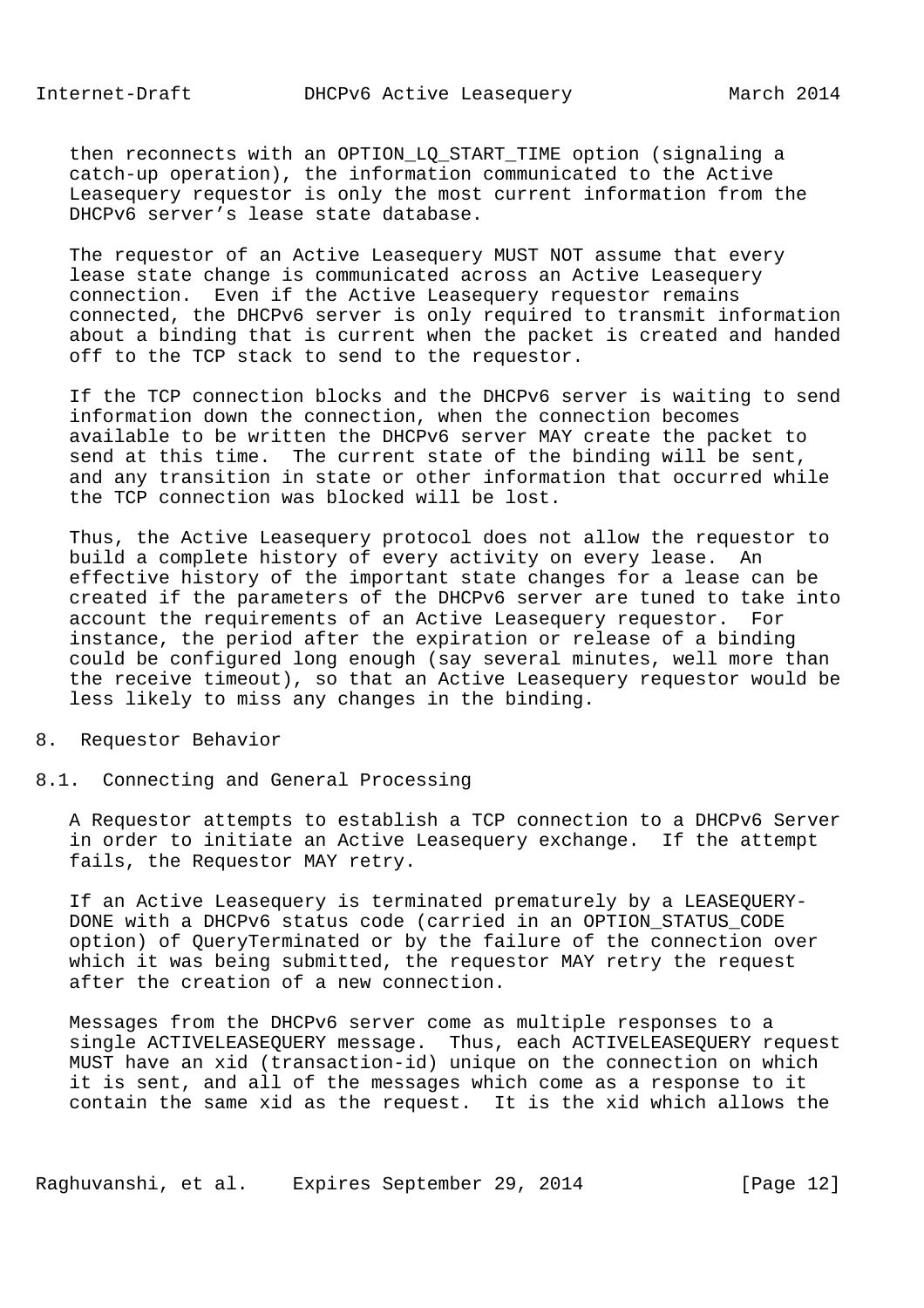then reconnects with an OPTION_LQ_START_TIME option (signaling a catch-up operation), the information communicated to the Active Leasequery requestor is only the most current information from the DHCPv6 server's lease state database.

The requestor of an Active Leasequery MUST NOT assume that every lease state change is communicated across an Active Leasequery connection. Even if the Active Leasequery requestor remains connected, the DHCPv6 server is only required to transmit information about a binding that is current when the packet is created and handed off to the TCP stack to send to the requestor.

If the TCP connection blocks and the DHCPv6 server is waiting to send information down the connection, when the connection becomes available to be written the DHCPv6 server MAY create the packet to send at this time. The current state of the binding will be sent, and any transition in state or other information that occurred while the TCP connection was blocked will be lost.

Thus, the Active Leasequery protocol does not allow the requestor to build a complete history of every activity on every lease. An effective history of the important state changes for a lease can be created if the parameters of the DHCPv6 server are tuned to take into account the requirements of an Active Leasequery requestor. For instance, the period after the expiration or release of a binding could be configured long enough (say several minutes, well more than the receive timeout), so that an Active Leasequery requestor would be less likely to miss any changes in the binding.

# 8. Requestor Behavior

## 8.1. Connecting and General Processing

A Requestor attempts to establish a TCP connection to a DHCPv6 Server in order to initiate an Active Leasequery exchange. If the attempt fails, the Requestor MAY retry.

If an Active Leasequery is terminated prematurely by a LEASEQUERY-DONE with a DHCPv6 status code (carried in an OPTION_STATUS_CODE option) of QueryTerminated or by the failure of the connection over which it was being submitted, the requestor MAY retry the request after the creation of a new connection.

Messages from the DHCPv6 server come as multiple responses to a single ACTIVELEASEQUERY message. Thus, each ACTIVELEASEQUERY request MUST have an xid (transaction-id) unique on the connection on which it is sent, and all of the messages which come as a response to it contain the same xid as the request. It is the xid which allows the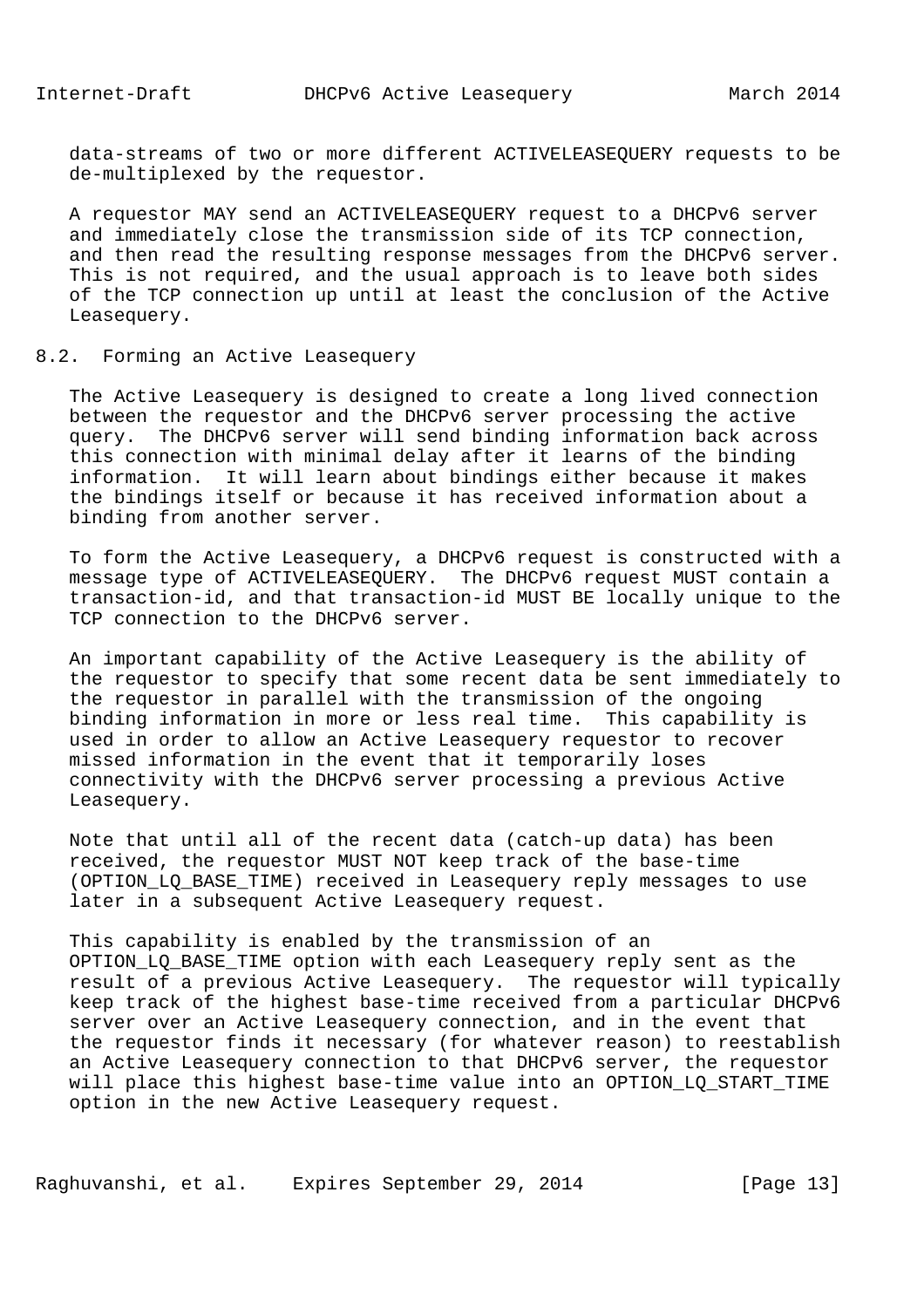data-streams of two or more different ACTIVELEASEQUERY requests to be de-multiplexed by the requestor.

A requestor MAY send an ACTIVELEASEQUERY request to a DHCPv6 server and immediately close the transmission side of its TCP connection, and then read the resulting response messages from the DHCPv6 server. This is not required, and the usual approach is to leave both sides of the TCP connection up until at least the conclusion of the Active Leasequery.

### 8.2. Forming an Active Leasequery

The Active Leasequery is designed to create a long lived connection between the requestor and the DHCPv6 server processing the active query. The DHCPv6 server will send binding information back across this connection with minimal delay after it learns of the binding information. It will learn about bindings either because it makes the bindings itself or because it has received information about a binding from another server.

To form the Active Leasequery, a DHCPv6 request is constructed with a message type of ACTIVELEASEQUERY. The DHCPv6 request MUST contain a transaction-id, and that transaction-id MUST BE locally unique to the TCP connection to the DHCPv6 server.

An important capability of the Active Leasequery is the ability of the requestor to specify that some recent data be sent immediately to the requestor in parallel with the transmission of the ongoing binding information in more or less real time. This capability is used in order to allow an Active Leasequery requestor to recover missed information in the event that it temporarily loses connectivity with the DHCPv6 server processing a previous Active Leasequery.

Note that until all of the recent data (catch-up data) has been received, the requestor MUST NOT keep track of the base-time (OPTION_LQ_BASE_TIME) received in Leasequery reply messages to use later in a subsequent Active Leasequery request.

This capability is enabled by the transmission of an OPTION_LQ_BASE_TIME option with each Leasequery reply sent as the result of a previous Active Leasequery. The requestor will typically keep track of the highest base-time received from a particular DHCPv6 server over an Active Leasequery connection, and in the event that the requestor finds it necessary (for whatever reason) to reestablish an Active Leasequery connection to that DHCPv6 server, the requestor will place this highest base-time value into an OPTION_LQ_START_TIME option in the new Active Leasequery request.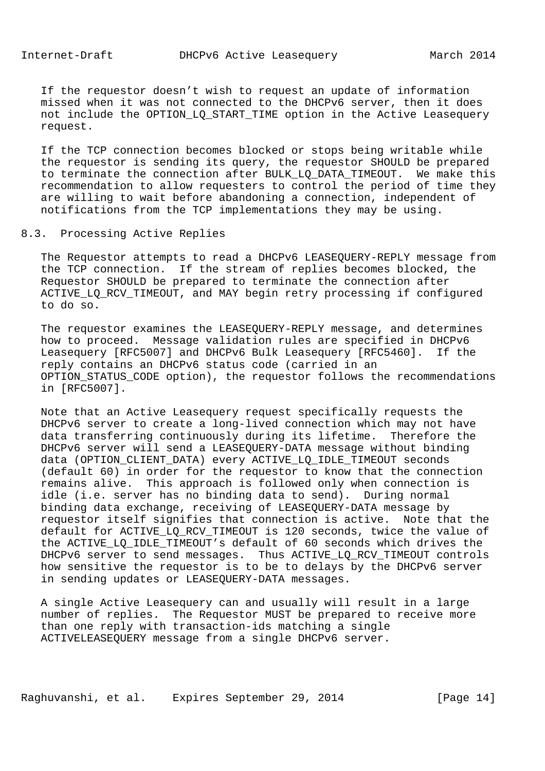If the requestor doesn't wish to request an update of information missed when it was not connected to the DHCPv6 server, then it does not include the OPTION_LQ_START_TIME option in the Active Leasequery request.

If the TCP connection becomes blocked or stops being writable while the requestor is sending its query, the requestor SHOULD be prepared to terminate the connection after BULK_LQ_DATA_TIMEOUT. We make this recommendation to allow requesters to control the period of time they are willing to wait before abandoning a connection, independent of notifications from the TCP implementations they may be using.

## 8.3. Processing Active Replies

The Requestor attempts to read a DHCPv6 LEASEQUERY-REPLY message from the TCP connection. If the stream of replies becomes blocked, the Requestor SHOULD be prepared to terminate the connection after ACTIVE_LQ_RCV_TIMEOUT, and MAY begin retry processing if configured to do so.

The requestor examines the LEASEQUERY-REPLY message, and determines how to proceed. Message validation rules are specified in DHCPv6 Leasequery [RFC5007] and DHCPv6 Bulk Leasequery [RFC5460]. If the reply contains an DHCPv6 status code (carried in an OPTION_STATUS_CODE option), the requestor follows the recommendations in [RFC5007].

Note that an Active Leasequery request specifically requests the DHCPv6 server to create a long-lived connection which may not have data transferring continuously during its lifetime. Therefore the DHCPv6 server will send a LEASEQUERY-DATA message without binding data (OPTION_CLIENT_DATA) every ACTIVE_LQ_IDLE_TIMEOUT seconds (default 60) in order for the requestor to know that the connection remains alive. This approach is followed only when connection is idle (i.e. server has no binding data to send). During normal binding data exchange, receiving of LEASEQUERY-DATA message by requestor itself signifies that connection is active. Note that the default for ACTIVE_LQ_RCV_TIMEOUT is 120 seconds, twice the value of the ACTIVE_LQ_IDLE_TIMEOUT's default of 60 seconds which drives the DHCPv6 server to send messages. Thus ACTIVE_LQ_RCV_TIMEOUT controls how sensitive the requestor is to be to delays by the DHCPv6 server in sending updates or LEASEQUERY-DATA messages.

A single Active Leasequery can and usually will result in a large number of replies. The Requestor MUST be prepared to receive more than one reply with transaction-ids matching a single ACTIVELEASEQUERY message from a single DHCPv6 server.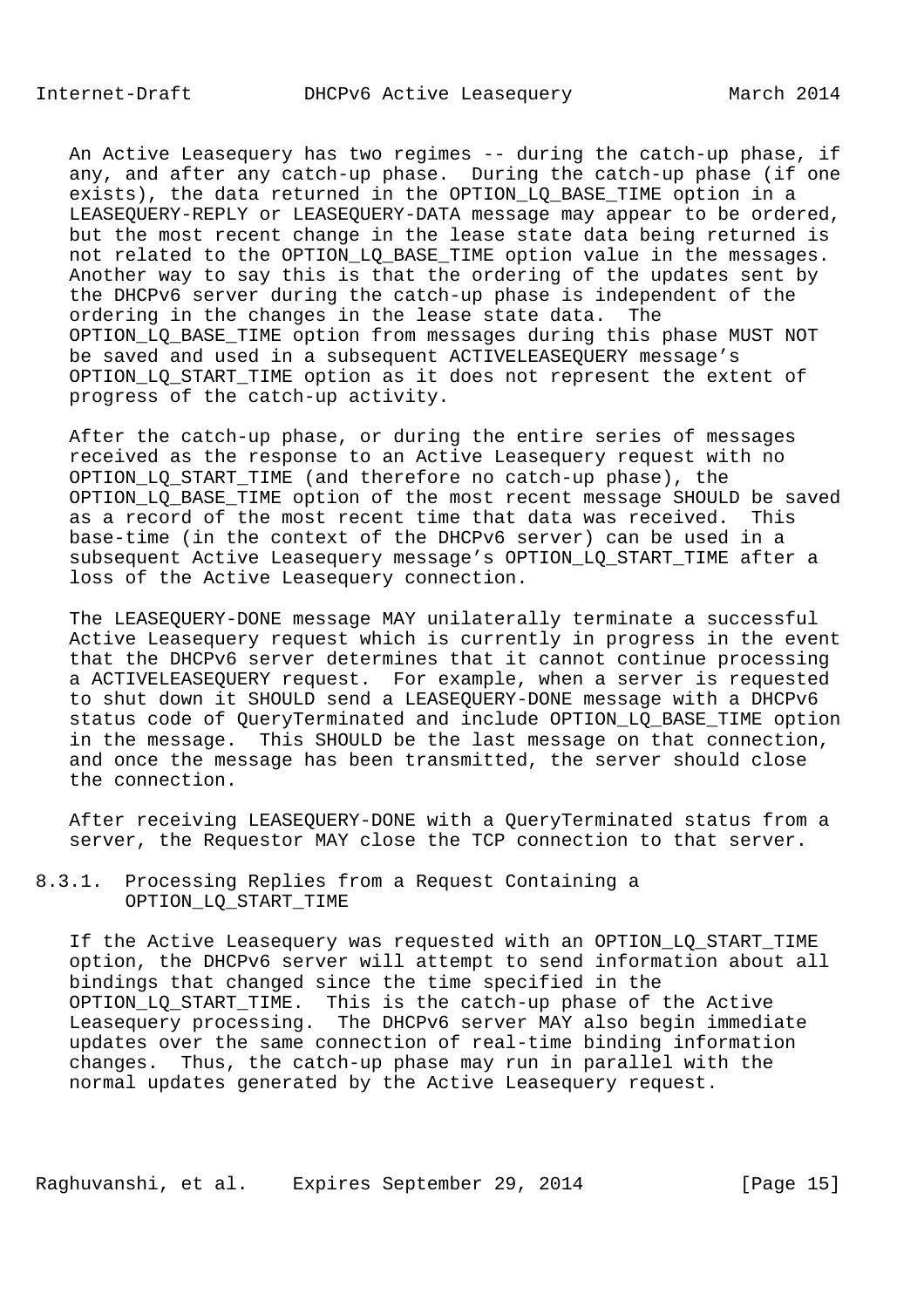An Active Leasequery has two regimes -- during the catch-up phase, if any, and after any catch-up phase. During the catch-up phase (if one exists), the data returned in the OPTION_LQ_BASE_TIME option in a LEASEQUERY-REPLY or LEASEQUERY-DATA message may appear to be ordered, but the most recent change in the lease state data being returned is not related to the OPTION_LQ_BASE_TIME option value in the messages. Another way to say this is that the ordering of the updates sent by the DHCPv6 server during the catch-up phase is independent of the ordering in the changes in the lease state data. The OPTION_LQ_BASE_TIME option from messages during this phase MUST NOT be saved and used in a subsequent ACTIVELEASEQUERY message's OPTION_LQ_START_TIME option as it does not represent the extent of progress of the catch-up activity.

After the catch-up phase, or during the entire series of messages received as the response to an Active Leasequery request with no OPTION_LQ_START_TIME (and therefore no catch-up phase), the OPTION_LQ_BASE_TIME option of the most recent message SHOULD be saved as a record of the most recent time that data was received. This base-time (in the context of the DHCPv6 server) can be used in a subsequent Active Leasequery message's OPTION_LQ_START_TIME after a loss of the Active Leasequery connection.

The LEASEQUERY-DONE message MAY unilaterally terminate a successful Active Leasequery request which is currently in progress in the event that the DHCPv6 server determines that it cannot continue processing a ACTIVELEASEQUERY request. For example, when a server is requested to shut down it SHOULD send a LEASEQUERY-DONE message with a DHCPv6 status code of QueryTerminated and include OPTION_LQ_BASE_TIME option in the message. This SHOULD be the last message on that connection, and once the message has been transmitted, the server should close the connection.

After receiving LEASEQUERY-DONE with a QueryTerminated status from a server, the Requestor MAY close the TCP connection to that server.

### 8.3.1. Processing Replies from a Request Containing a OPTION_LQ_START_TIME

If the Active Leasequery was requested with an OPTION_LQ_START_TIME option, the DHCPv6 server will attempt to send information about all bindings that changed since the time specified in the OPTION_LQ_START_TIME. This is the catch-up phase of the Active Leasequery processing. The DHCPv6 server MAY also begin immediate updates over the same connection of real-time binding information changes. Thus, the catch-up phase may run in parallel with the normal updates generated by the Active Leasequery request.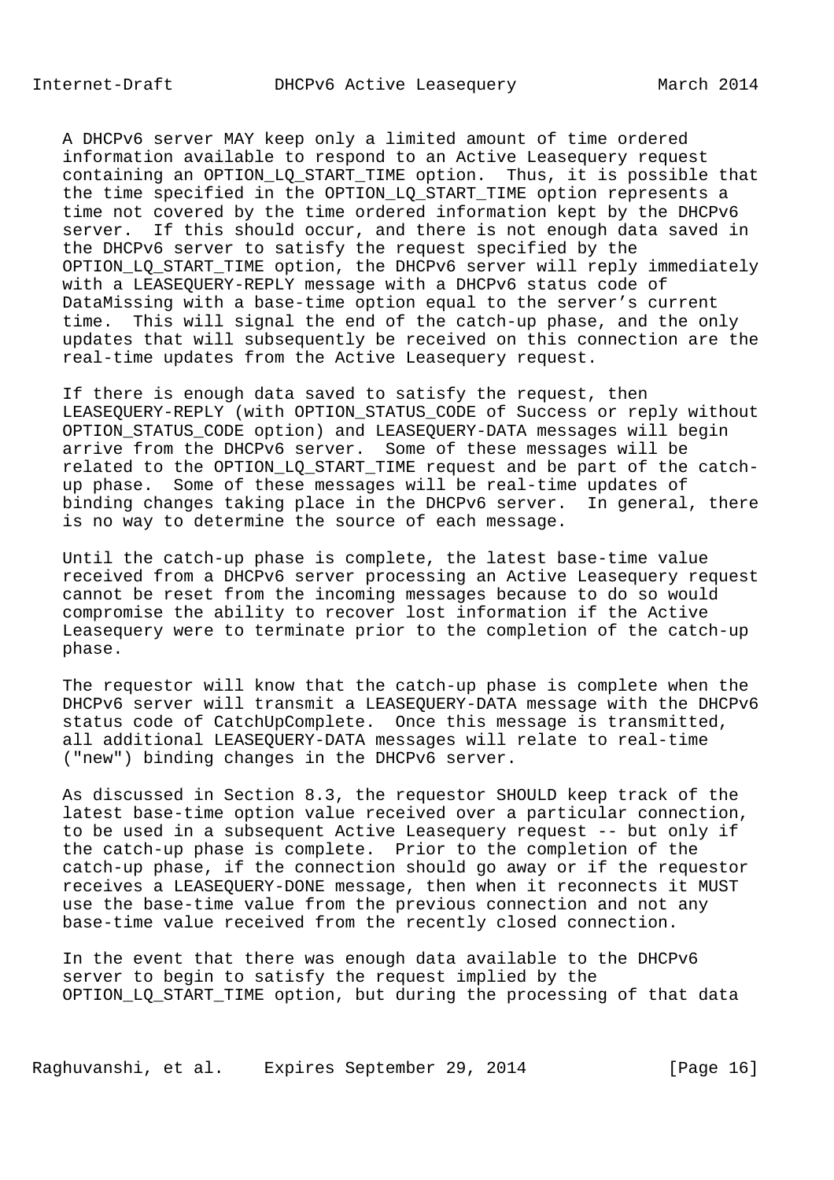A DHCPv6 server MAY keep only a limited amount of time ordered information available to respond to an Active Leasequery request containing an OPTION_LQ_START_TIME option. Thus, it is possible that the time specified in the OPTION_LQ_START_TIME option represents a time not covered by the time ordered information kept by the DHCPv6 server. If this should occur, and there is not enough data saved in the DHCPv6 server to satisfy the request specified by the OPTION_LQ_START_TIME option, the DHCPv6 server will reply immediately with a LEASEQUERY-REPLY message with a DHCPv6 status code of DataMissing with a base-time option equal to the server's current time. This will signal the end of the catch-up phase, and the only updates that will subsequently be received on this connection are the real-time updates from the Active Leasequery request.

If there is enough data saved to satisfy the request, then LEASEQUERY-REPLY (with OPTION_STATUS_CODE of Success or reply without OPTION_STATUS_CODE option) and LEASEQUERY-DATA messages will begin arrive from the DHCPv6 server. Some of these messages will be related to the OPTION_LQ_START_TIME request and be part of the catch-up phase. Some of these messages will be real-time updates of binding changes taking place in the DHCPv6 server. In general, there is no way to determine the source of each message.

Until the catch-up phase is complete, the latest base-time value received from a DHCPv6 server processing an Active Leasequery request cannot be reset from the incoming messages because to do so would compromise the ability to recover lost information if the Active Leasequery were to terminate prior to the completion of the catch-up phase.

The requestor will know that the catch-up phase is complete when the DHCPv6 server will transmit a LEASEQUERY-DATA message with the DHCPv6 status code of CatchUpComplete. Once this message is transmitted, all additional LEASEQUERY-DATA messages will relate to real-time ("new") binding changes in the DHCPv6 server.

As discussed in Section 8.3, the requestor SHOULD keep track of the latest base-time option value received over a particular connection, to be used in a subsequent Active Leasequery request -- but only if the catch-up phase is complete. Prior to the completion of the catch-up phase, if the connection should go away or if the requestor receives a LEASEQUERY-DONE message, then when it reconnects it MUST use the base-time value from the previous connection and not any base-time value received from the recently closed connection.

In the event that there was enough data available to the DHCPv6 server to begin to satisfy the request implied by the OPTION_LQ_START_TIME option, but during the processing of that data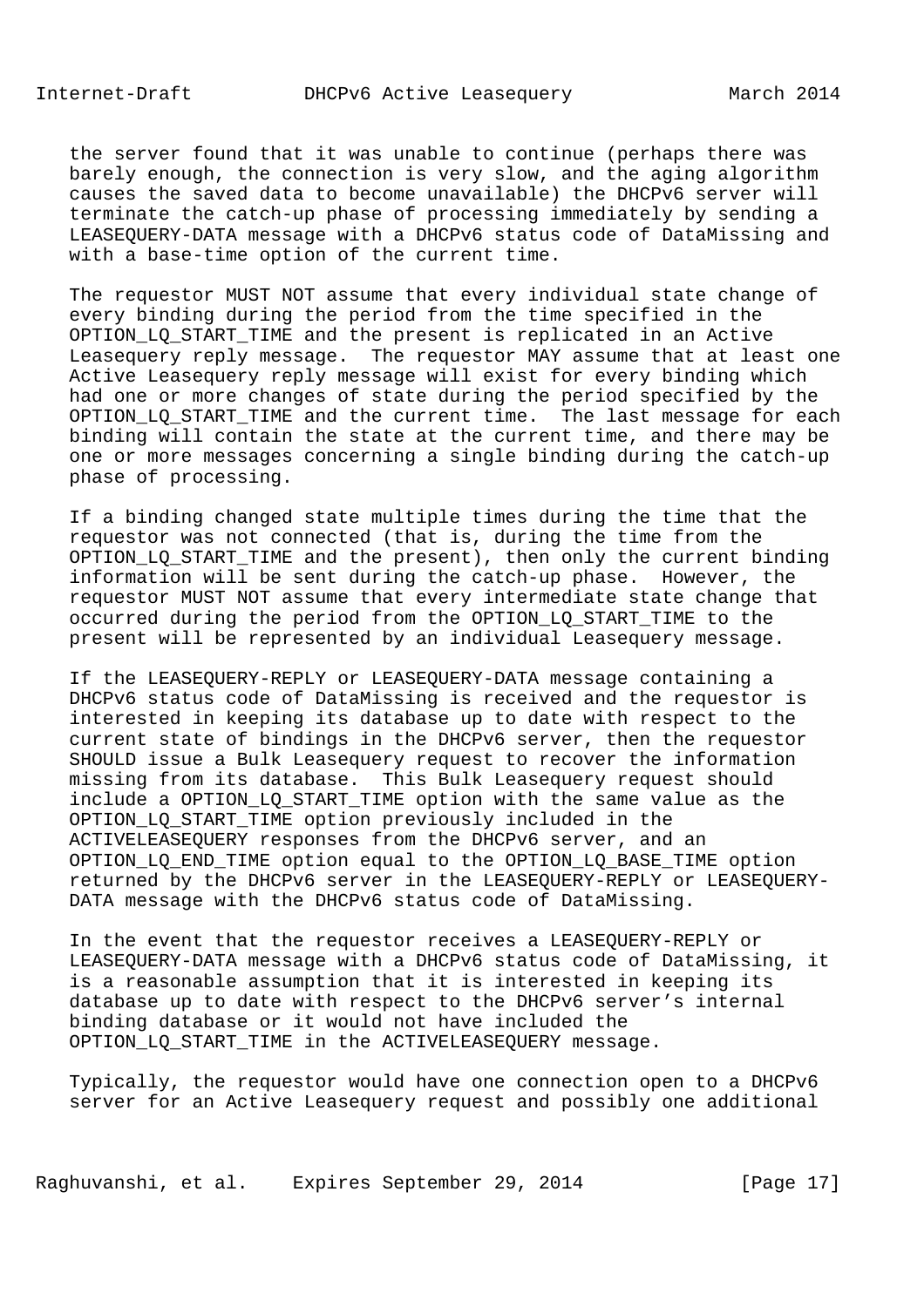the server found that it was unable to continue (perhaps there was barely enough, the connection is very slow, and the aging algorithm causes the saved data to become unavailable) the DHCPv6 server will terminate the catch-up phase of processing immediately by sending a LEASEQUERY-DATA message with a DHCPv6 status code of DataMissing and with a base-time option of the current time.

The requestor MUST NOT assume that every individual state change of every binding during the period from the time specified in the OPTION_LQ_START_TIME and the present is replicated in an Active Leasequery reply message. The requestor MAY assume that at least one Active Leasequery reply message will exist for every binding which had one or more changes of state during the period specified by the OPTION_LQ_START_TIME and the current time. The last message for each binding will contain the state at the current time, and there may be one or more messages concerning a single binding during the catch-up phase of processing.

If a binding changed state multiple times during the time that the requestor was not connected (that is, during the time from the OPTION_LQ_START_TIME and the present), then only the current binding information will be sent during the catch-up phase. However, the requestor MUST NOT assume that every intermediate state change that occurred during the period from the OPTION_LQ_START_TIME to the present will be represented by an individual Leasequery message.

If the LEASEQUERY-REPLY or LEASEQUERY-DATA message containing a DHCPv6 status code of DataMissing is received and the requestor is interested in keeping its database up to date with respect to the current state of bindings in the DHCPv6 server, then the requestor SHOULD issue a Bulk Leasequery request to recover the information missing from its database. This Bulk Leasequery request should include a OPTION_LQ_START_TIME option with the same value as the OPTION_LQ_START_TIME option previously included in the ACTIVELEASEQUERY responses from the DHCPv6 server, and an OPTION_LQ_END_TIME option equal to the OPTION_LQ_BASE_TIME option returned by the DHCPv6 server in the LEASEQUERY-REPLY or LEASEQUERY-DATA message with the DHCPv6 status code of DataMissing.

In the event that the requestor receives a LEASEQUERY-REPLY or LEASEQUERY-DATA message with a DHCPv6 status code of DataMissing, it is a reasonable assumption that it is interested in keeping its database up to date with respect to the DHCPv6 server's internal binding database or it would not have included the OPTION_LQ_START_TIME in the ACTIVELEASEQUERY message.

Typically, the requestor would have one connection open to a DHCPv6 server for an Active Leasequery request and possibly one additional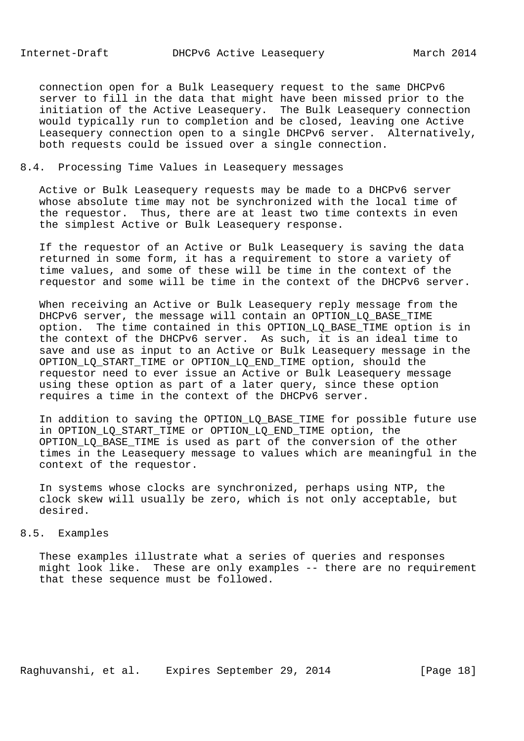connection open for a Bulk Leasequery request to the same DHCPv6 server to fill in the data that might have been missed prior to the initiation of the Active Leasequery. The Bulk Leasequery connection would typically run to completion and be closed, leaving one Active Leasequery connection open to a single DHCPv6 server. Alternatively, both requests could be issued over a single connection.

## 8.4. Processing Time Values in Leasequery messages

Active or Bulk Leasequery requests may be made to a DHCPv6 server whose absolute time may not be synchronized with the local time of the requestor. Thus, there are at least two time contexts in even the simplest Active or Bulk Leasequery response.

If the requestor of an Active or Bulk Leasequery is saving the data returned in some form, it has a requirement to store a variety of time values, and some of these will be time in the context of the requestor and some will be time in the context of the DHCPv6 server.

When receiving an Active or Bulk Leasequery reply message from the DHCPv6 server, the message will contain an OPTION_LQ_BASE_TIME option. The time contained in this OPTION_LQ_BASE_TIME option is in the context of the DHCPv6 server. As such, it is an ideal time to save and use as input to an Active or Bulk Leasequery message in the OPTION_LQ_START_TIME or OPTION_LQ_END_TIME option, should the requestor need to ever issue an Active or Bulk Leasequery message using these option as part of a later query, since these option requires a time in the context of the DHCPv6 server.

In addition to saving the OPTION_LQ_BASE_TIME for possible future use in OPTION_LQ_START_TIME or OPTION_LQ_END_TIME option, the OPTION_LQ_BASE_TIME is used as part of the conversion of the other times in the Leasequery message to values which are meaningful in the context of the requestor.

In systems whose clocks are synchronized, perhaps using NTP, the clock skew will usually be zero, which is not only acceptable, but desired.

## 8.5. Examples

These examples illustrate what a series of queries and responses might look like. These are only examples -- there are no requirement that these sequence must be followed.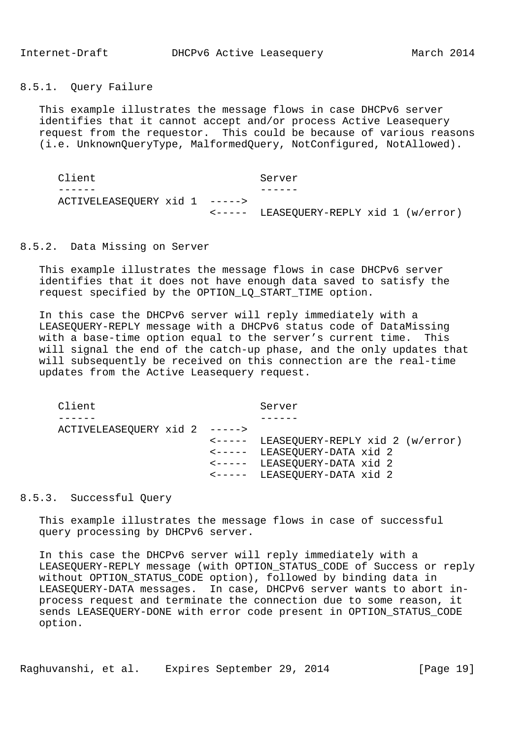#### 8.5.1. Query Failure

This example illustrates the message flows in case DHCPv6 server identifies that it cannot accept and/or process Active Leasequery request from the requestor. This could be because of various reasons (i.e. UnknownQueryType, MalformedQuery, NotConfigured, NotAllowed).

```
Client                          Server
------                          ------
ACTIVELEASEQUERY xid 1  ----->
                        <-----  LEASEQUERY-REPLY xid 1 (w/error)
```

#### 8.5.2. Data Missing on Server

This example illustrates the message flows in case DHCPv6 server identifies that it does not have enough data saved to satisfy the request specified by the OPTION_LQ_START_TIME option.

In this case the DHCPv6 server will reply immediately with a LEASEQUERY-REPLY message with a DHCPv6 status code of DataMissing with a base-time option equal to the server's current time. This will signal the end of the catch-up phase, and the only updates that will subsequently be received on this connection are the real-time updates from the Active Leasequery request.

```
Client                          Server
------                          ------
ACTIVELEASEQUERY xid 2  ----->
                        <-----  LEASEQUERY-REPLY xid 2 (w/error)
                        <-----  LEASEQUERY-DATA xid 2
                        <-----  LEASEQUERY-DATA xid 2
                        <-----  LEASEQUERY-DATA xid 2
```

#### 8.5.3. Successful Query

This example illustrates the message flows in case of successful query processing by DHCPv6 server.

In this case the DHCPv6 server will reply immediately with a LEASEQUERY-REPLY message (with OPTION_STATUS_CODE of Success or reply without OPTION_STATUS_CODE option), followed by binding data in LEASEQUERY-DATA messages. In case, DHCPv6 server wants to abort in-process request and terminate the connection due to some reason, it sends LEASEQUERY-DONE with error code present in OPTION_STATUS_CODE option.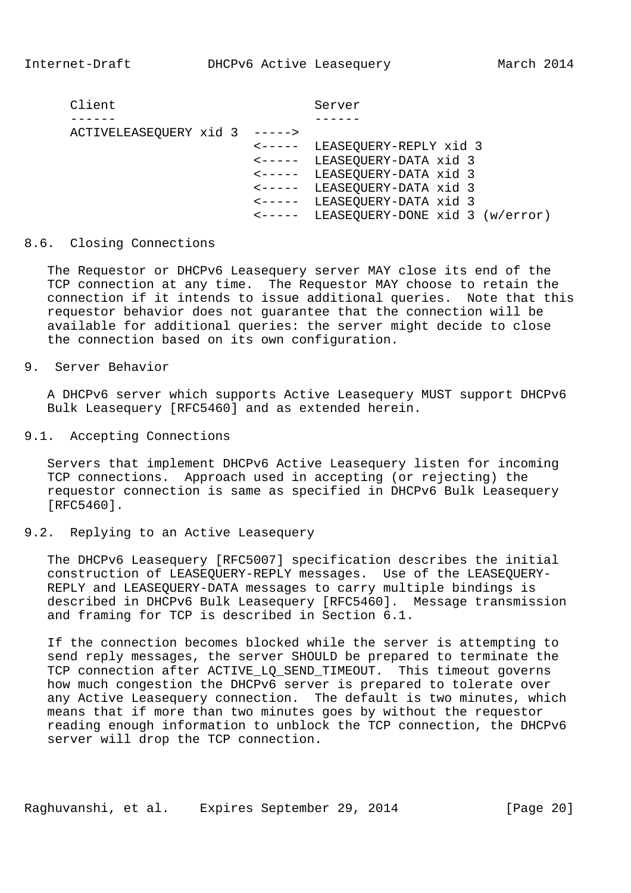```
Client                         Server
------                         ------
ACTIVELEASEQUERY xid 3  ----->
                        <-----  LEASEQUERY-REPLY xid 3
                        <-----  LEASEQUERY-DATA xid 3
                        <-----  LEASEQUERY-DATA xid 3
                        <-----  LEASEQUERY-DATA xid 3
                        <-----  LEASEQUERY-DATA xid 3
                        <-----  LEASEQUERY-DONE xid 3 (w/error)
```

### 8.6. Closing Connections

The Requestor or DHCPv6 Leasequery server MAY close its end of the TCP connection at any time. The Requestor MAY choose to retain the connection if it intends to issue additional queries. Note that this requestor behavior does not guarantee that the connection will be available for additional queries: the server might decide to close the connection based on its own configuration.

## 9. Server Behavior

A DHCPv6 server which supports Active Leasequery MUST support DHCPv6 Bulk Leasequery [RFC5460] and as extended herein.

### 9.1. Accepting Connections

Servers that implement DHCPv6 Active Leasequery listen for incoming TCP connections. Approach used in accepting (or rejecting) the requestor connection is same as specified in DHCPv6 Bulk Leasequery [RFC5460].

### 9.2. Replying to an Active Leasequery

The DHCPv6 Leasequery [RFC5007] specification describes the initial construction of LEASEQUERY-REPLY messages. Use of the LEASEQUERY-REPLY and LEASEQUERY-DATA messages to carry multiple bindings is described in DHCPv6 Bulk Leasequery [RFC5460]. Message transmission and framing for TCP is described in Section 6.1.

If the connection becomes blocked while the server is attempting to send reply messages, the server SHOULD be prepared to terminate the TCP connection after ACTIVE_LQ_SEND_TIMEOUT. This timeout governs how much congestion the DHCPv6 server is prepared to tolerate over any Active Leasequery connection. The default is two minutes, which means that if more than two minutes goes by without the requestor reading enough information to unblock the TCP connection, the DHCPv6 server will drop the TCP connection.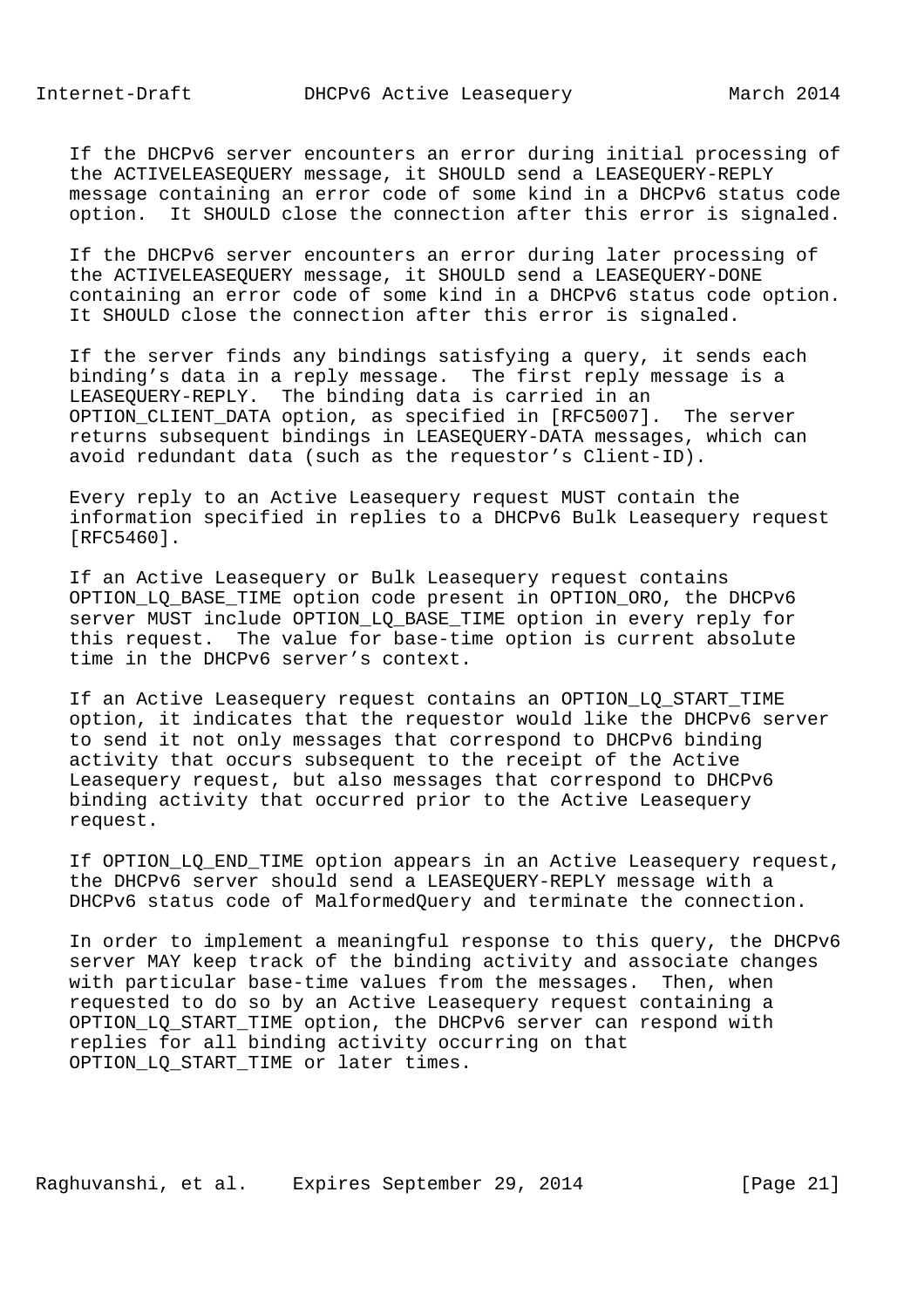If the DHCPv6 server encounters an error during initial processing of the ACTIVELEASEQUERY message, it SHOULD send a LEASEQUERY-REPLY message containing an error code of some kind in a DHCPv6 status code option. It SHOULD close the connection after this error is signaled.

If the DHCPv6 server encounters an error during later processing of the ACTIVELEASEQUERY message, it SHOULD send a LEASEQUERY-DONE containing an error code of some kind in a DHCPv6 status code option. It SHOULD close the connection after this error is signaled.

If the server finds any bindings satisfying a query, it sends each binding's data in a reply message. The first reply message is a LEASEQUERY-REPLY. The binding data is carried in an OPTION_CLIENT_DATA option, as specified in [RFC5007]. The server returns subsequent bindings in LEASEQUERY-DATA messages, which can avoid redundant data (such as the requestor's Client-ID).

Every reply to an Active Leasequery request MUST contain the information specified in replies to a DHCPv6 Bulk Leasequery request [RFC5460].

If an Active Leasequery or Bulk Leasequery request contains OPTION_LQ_BASE_TIME option code present in OPTION_ORO, the DHCPv6 server MUST include OPTION_LQ_BASE_TIME option in every reply for this request. The value for base-time option is current absolute time in the DHCPv6 server's context.

If an Active Leasequery request contains an OPTION_LQ_START_TIME option, it indicates that the requestor would like the DHCPv6 server to send it not only messages that correspond to DHCPv6 binding activity that occurs subsequent to the receipt of the Active Leasequery request, but also messages that correspond to DHCPv6 binding activity that occurred prior to the Active Leasequery request.

If OPTION_LQ_END_TIME option appears in an Active Leasequery request, the DHCPv6 server should send a LEASEQUERY-REPLY message with a DHCPv6 status code of MalformedQuery and terminate the connection.

In order to implement a meaningful response to this query, the DHCPv6 server MAY keep track of the binding activity and associate changes with particular base-time values from the messages. Then, when requested to do so by an Active Leasequery request containing a OPTION_LQ_START_TIME option, the DHCPv6 server can respond with replies for all binding activity occurring on that OPTION_LQ_START_TIME or later times.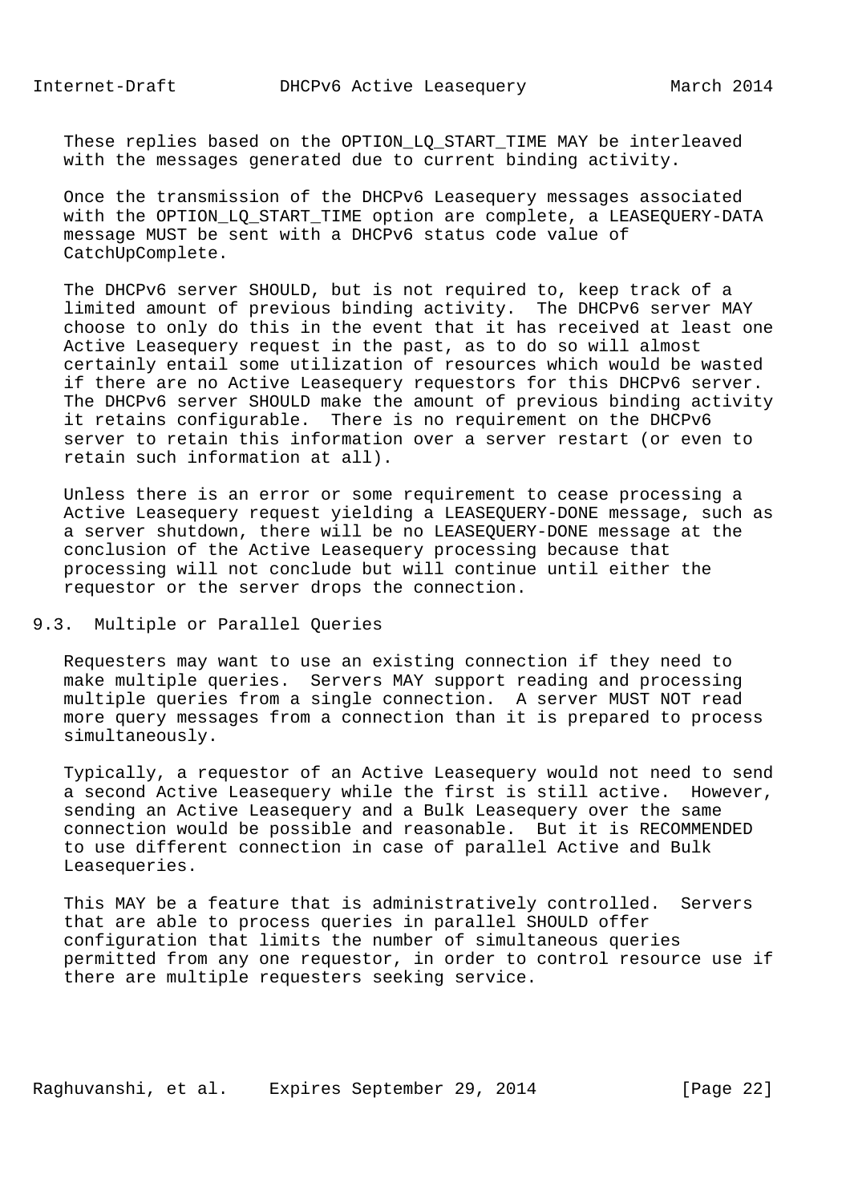These replies based on the OPTION_LQ_START_TIME MAY be interleaved with the messages generated due to current binding activity.

Once the transmission of the DHCPv6 Leasequery messages associated with the OPTION_LQ_START_TIME option are complete, a LEASEQUERY-DATA message MUST be sent with a DHCPv6 status code value of CatchUpComplete.

The DHCPv6 server SHOULD, but is not required to, keep track of a limited amount of previous binding activity. The DHCPv6 server MAY choose to only do this in the event that it has received at least one Active Leasequery request in the past, as to do so will almost certainly entail some utilization of resources which would be wasted if there are no Active Leasequery requestors for this DHCPv6 server. The DHCPv6 server SHOULD make the amount of previous binding activity it retains configurable. There is no requirement on the DHCPv6 server to retain this information over a server restart (or even to retain such information at all).

Unless there is an error or some requirement to cease processing a Active Leasequery request yielding a LEASEQUERY-DONE message, such as a server shutdown, there will be no LEASEQUERY-DONE message at the conclusion of the Active Leasequery processing because that processing will not conclude but will continue until either the requestor or the server drops the connection.

### 9.3. Multiple or Parallel Queries

Requesters may want to use an existing connection if they need to make multiple queries. Servers MAY support reading and processing multiple queries from a single connection. A server MUST NOT read more query messages from a connection than it is prepared to process simultaneously.

Typically, a requestor of an Active Leasequery would not need to send a second Active Leasequery while the first is still active. However, sending an Active Leasequery and a Bulk Leasequery over the same connection would be possible and reasonable. But it is RECOMMENDED to use different connection in case of parallel Active and Bulk Leasequeries.

This MAY be a feature that is administratively controlled. Servers that are able to process queries in parallel SHOULD offer configuration that limits the number of simultaneous queries permitted from any one requestor, in order to control resource use if there are multiple requesters seeking service.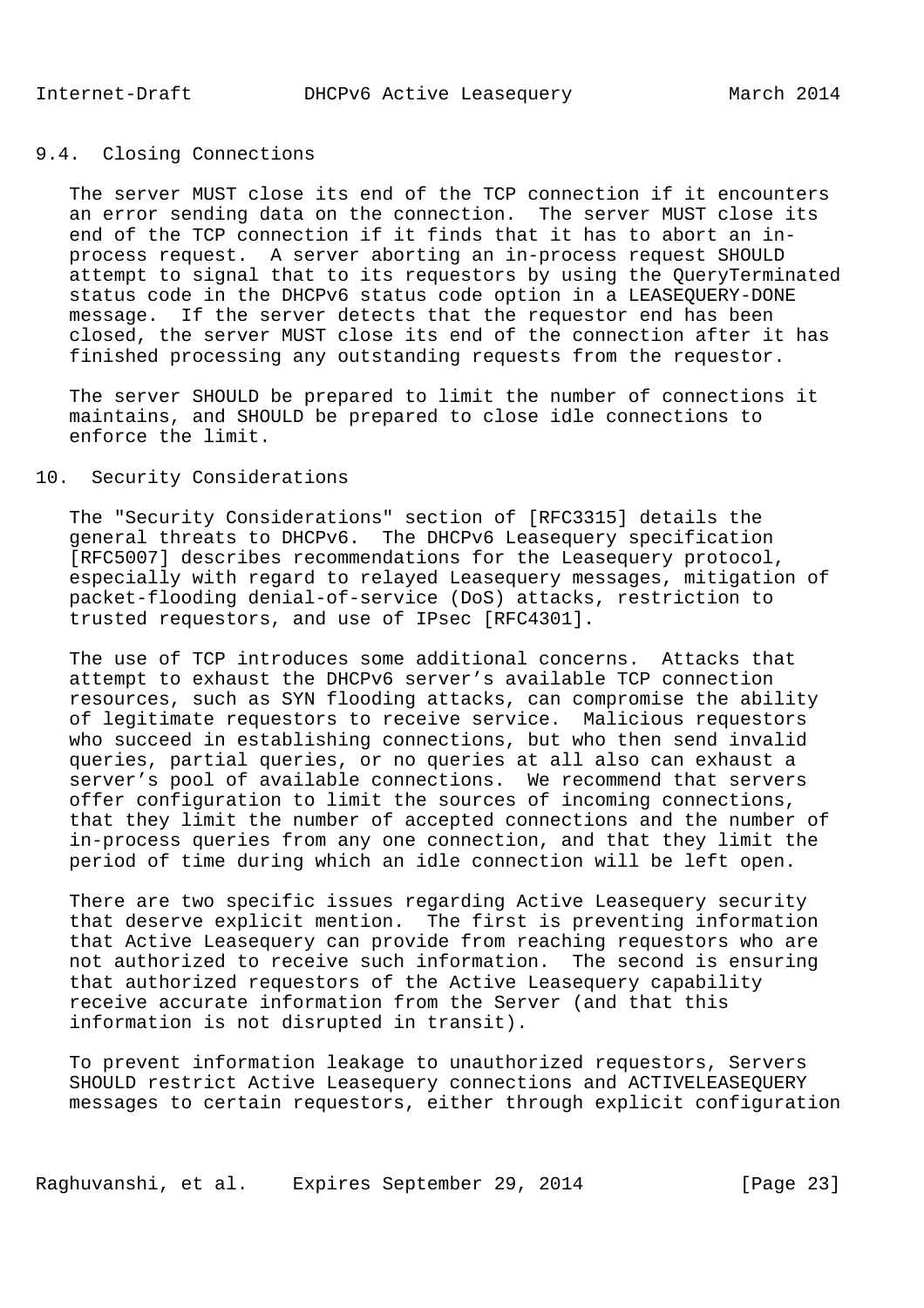### 9.4. Closing Connections

The server MUST close its end of the TCP connection if it encounters an error sending data on the connection. The server MUST close its end of the TCP connection if it finds that it has to abort an in-process request. A server aborting an in-process request SHOULD attempt to signal that to its requestors by using the QueryTerminated status code in the DHCPv6 status code option in a LEASEQUERY-DONE message. If the server detects that the requestor end has been closed, the server MUST close its end of the connection after it has finished processing any outstanding requests from the requestor.

The server SHOULD be prepared to limit the number of connections it maintains, and SHOULD be prepared to close idle connections to enforce the limit.

## 10. Security Considerations

The "Security Considerations" section of [RFC3315] details the general threats to DHCPv6. The DHCPv6 Leasequery specification [RFC5007] describes recommendations for the Leasequery protocol, especially with regard to relayed Leasequery messages, mitigation of packet-flooding denial-of-service (DoS) attacks, restriction to trusted requestors, and use of IPsec [RFC4301].

The use of TCP introduces some additional concerns. Attacks that attempt to exhaust the DHCPv6 server's available TCP connection resources, such as SYN flooding attacks, can compromise the ability of legitimate requestors to receive service. Malicious requestors who succeed in establishing connections, but who then send invalid queries, partial queries, or no queries at all also can exhaust a server's pool of available connections. We recommend that servers offer configuration to limit the sources of incoming connections, that they limit the number of accepted connections and the number of in-process queries from any one connection, and that they limit the period of time during which an idle connection will be left open.

There are two specific issues regarding Active Leasequery security that deserve explicit mention. The first is preventing information that Active Leasequery can provide from reaching requestors who are not authorized to receive such information. The second is ensuring that authorized requestors of the Active Leasequery capability receive accurate information from the Server (and that this information is not disrupted in transit).

To prevent information leakage to unauthorized requestors, Servers SHOULD restrict Active Leasequery connections and ACTIVELEASEQUERY messages to certain requestors, either through explicit configuration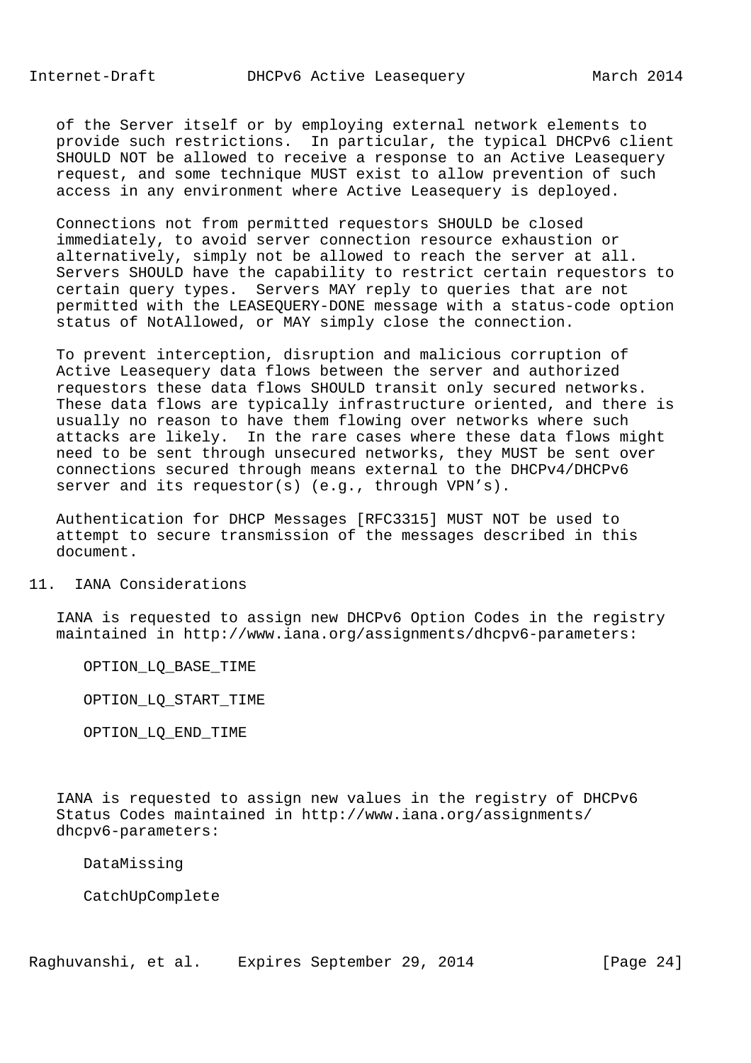of the Server itself or by employing external network elements to provide such restrictions. In particular, the typical DHCPv6 client SHOULD NOT be allowed to receive a response to an Active Leasequery request, and some technique MUST exist to allow prevention of such access in any environment where Active Leasequery is deployed.

Connections not from permitted requestors SHOULD be closed immediately, to avoid server connection resource exhaustion or alternatively, simply not be allowed to reach the server at all. Servers SHOULD have the capability to restrict certain requestors to certain query types. Servers MAY reply to queries that are not permitted with the LEASEQUERY-DONE message with a status-code option status of NotAllowed, or MAY simply close the connection.

To prevent interception, disruption and malicious corruption of Active Leasequery data flows between the server and authorized requestors these data flows SHOULD transit only secured networks. These data flows are typically infrastructure oriented, and there is usually no reason to have them flowing over networks where such attacks are likely. In the rare cases where these data flows might need to be sent through unsecured networks, they MUST be sent over connections secured through means external to the DHCPv4/DHCPv6 server and its requestor(s) (e.g., through VPN’s).

Authentication for DHCP Messages [RFC3315] MUST NOT be used to attempt to secure transmission of the messages described in this document.

## 11. IANA Considerations

IANA is requested to assign new DHCPv6 Option Codes in the registry maintained in http://www.iana.org/assignments/dhcpv6-parameters:

OPTION_LQ_BASE_TIME

OPTION_LQ_START_TIME

OPTION_LQ_END_TIME

IANA is requested to assign new values in the registry of DHCPv6 Status Codes maintained in http://www.iana.org/assignments/dhcpv6-parameters:

DataMissing

CatchUpComplete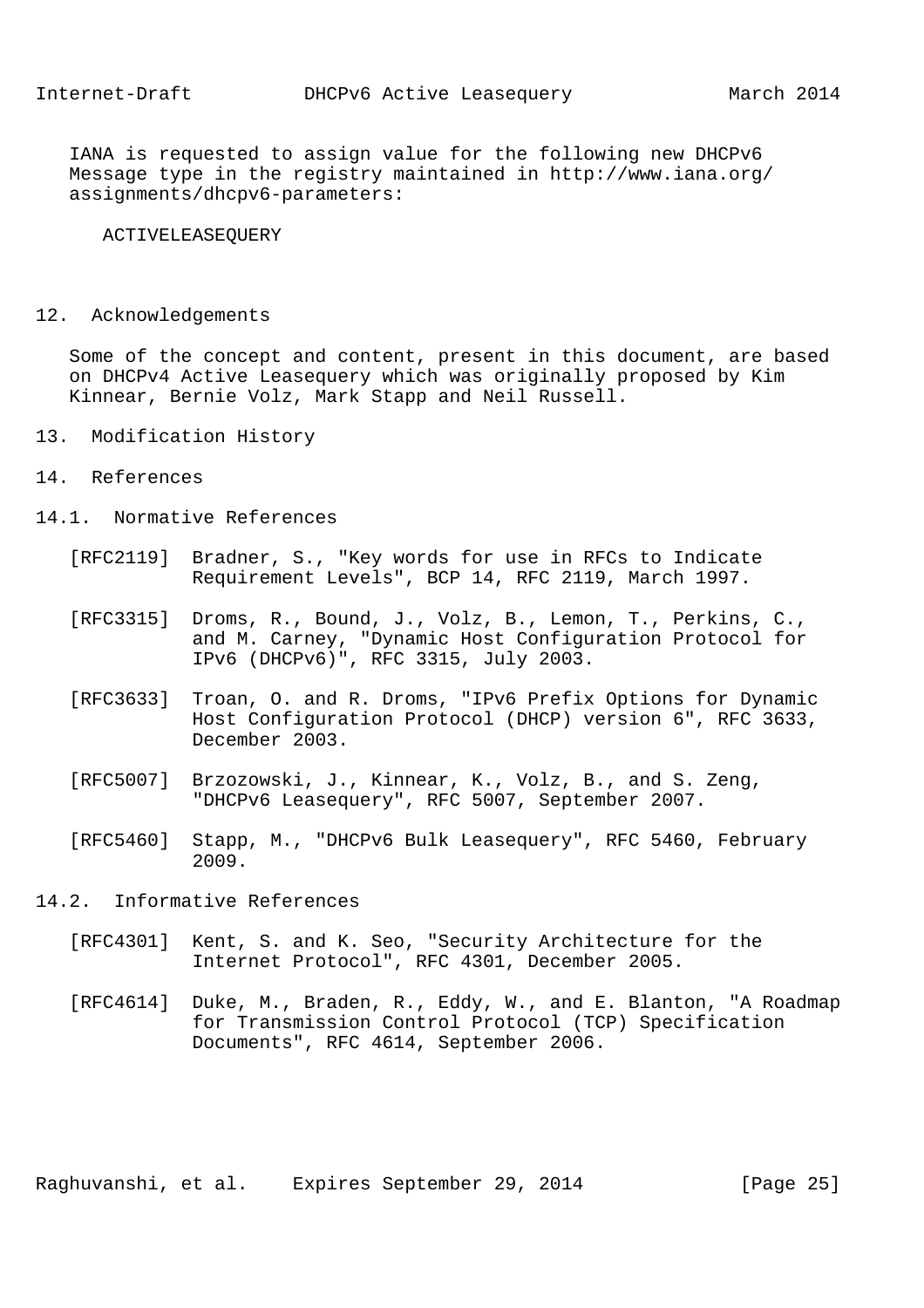IANA is requested to assign value for the following new DHCPv6 Message type in the registry maintained in http://www.iana.org/assignments/dhcpv6-parameters:

ACTIVELEASEQUERY

## 12. Acknowledgements

Some of the concept and content, present in this document, are based on DHCPv4 Active Leasequery which was originally proposed by Kim Kinnear, Bernie Volz, Mark Stapp and Neil Russell.

## 13. Modification History

## 14. References

### 14.1. Normative References

[RFC2119] Bradner, S., "Key words for use in RFCs to Indicate Requirement Levels", BCP 14, RFC 2119, March 1997.

[RFC3315] Droms, R., Bound, J., Volz, B., Lemon, T., Perkins, C., and M. Carney, "Dynamic Host Configuration Protocol for IPv6 (DHCPv6)", RFC 3315, July 2003.

[RFC3633] Troan, O. and R. Droms, "IPv6 Prefix Options for Dynamic Host Configuration Protocol (DHCP) version 6", RFC 3633, December 2003.

[RFC5007] Brzozowski, J., Kinnear, K., Volz, B., and S. Zeng, "DHCPv6 Leasequery", RFC 5007, September 2007.

[RFC5460] Stapp, M., "DHCPv6 Bulk Leasequery", RFC 5460, February 2009.

### 14.2. Informative References

[RFC4301] Kent, S. and K. Seo, "Security Architecture for the Internet Protocol", RFC 4301, December 2005.

[RFC4614] Duke, M., Braden, R., Eddy, W., and E. Blanton, "A Roadmap for Transmission Control Protocol (TCP) Specification Documents", RFC 4614, September 2006.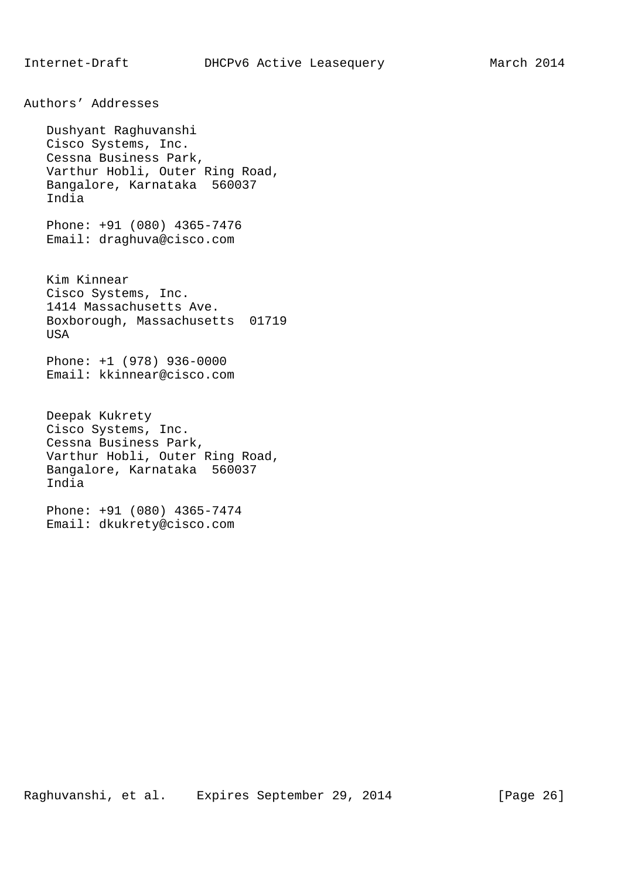## Authors' Addresses

Dushyant Raghuvanshi
Cisco Systems, Inc.
Cessna Business Park,
Varthur Hobli, Outer Ring Road,
Bangalore, Karnataka  560037
India

Phone: +91 (080) 4365-7476
Email: draghuva@cisco.com

Kim Kinnear
Cisco Systems, Inc.
1414 Massachusetts Ave.
Boxborough, Massachusetts  01719
USA

Phone: +1 (978) 936-0000
Email: kkinnear@cisco.com

Deepak Kukrety
Cisco Systems, Inc.
Cessna Business Park,
Varthur Hobli, Outer Ring Road,
Bangalore, Karnataka  560037
India

Phone: +91 (080) 4365-7474
Email: dkukrety@cisco.com